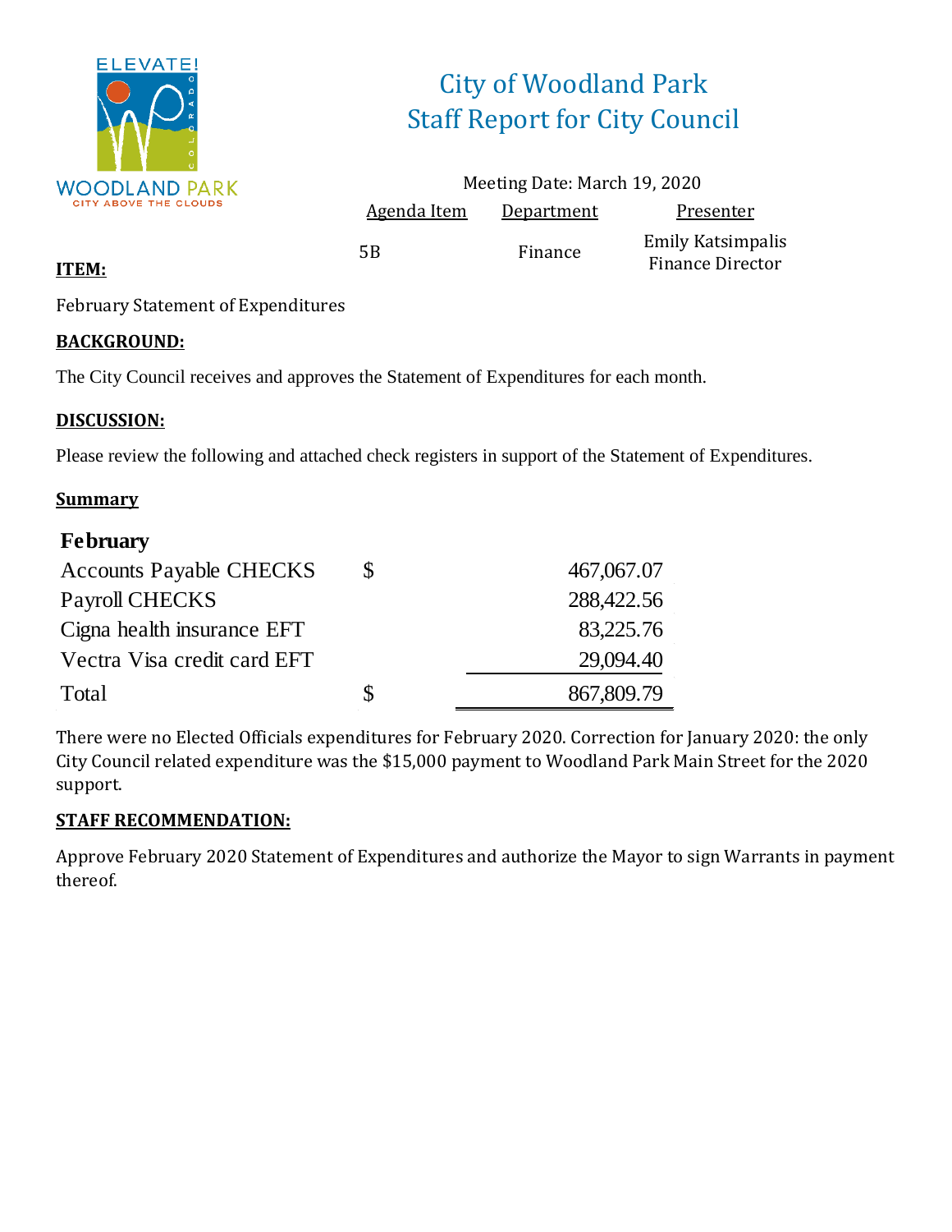# City of Woodland Park
## Staff Report for City Council

Meeting Date: March 19, 2020

| Agenda Item | Department | Presenter |
|---|---|---|
| 5B | Finance | Emily Katsimpalis Finance Director |

**ITEM:**

February Statement of Expenditures

**BACKGROUND:**

The City Council receives and approves the Statement of Expenditures for each month.

**DISCUSSION:**

Please review the following and attached check registers in support of the Statement of Expenditures.

**Summary**

| February | | |
|---|---|---|
| Accounts Payable CHECKS | $ | 467,067.07 |
| Payroll CHECKS | | 288,422.56 |
| Cigna health insurance EFT | | 83,225.76 |
| Vectra Visa credit card EFT | | 29,094.40 |
| Total | $ | 867,809.79 |

There were no Elected Officials expenditures for February 2020. Correction for January 2020: the only City Council related expenditure was the $15,000 payment to Woodland Park Main Street for the 2020 support.

**STAFF RECOMMENDATION:**

Approve February 2020 Statement of Expenditures and authorize the Mayor to sign Warrants in payment thereof.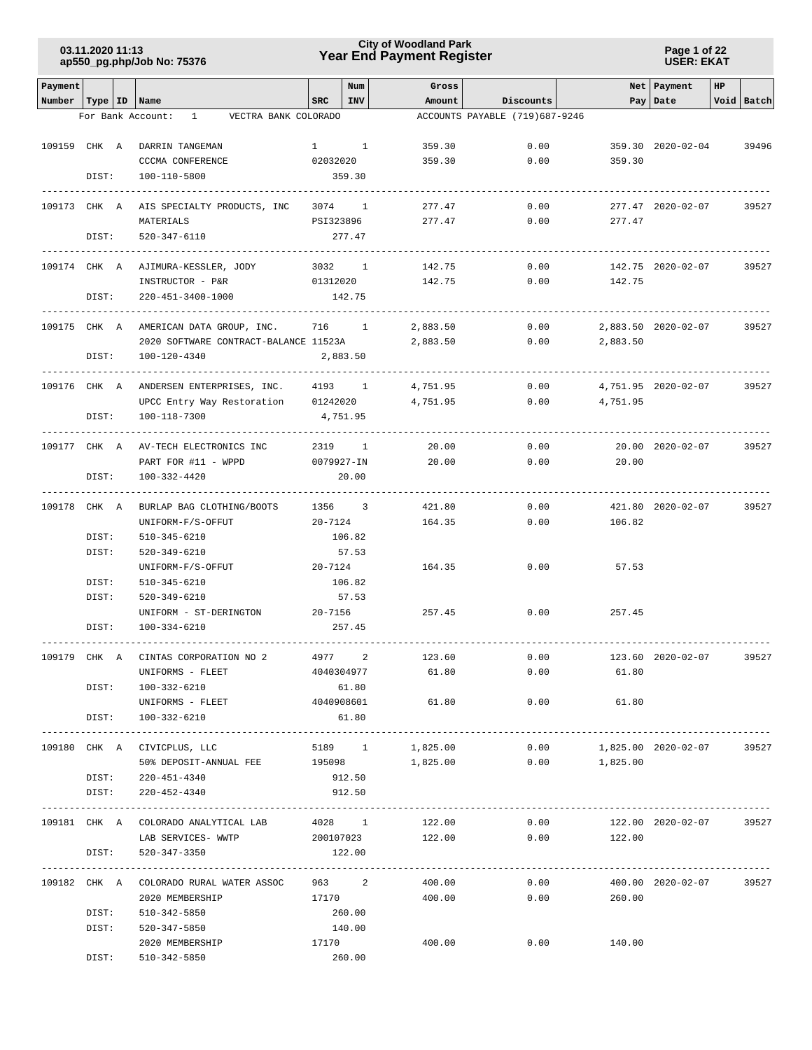# City of Woodland Park
## Year End Payment Register

03.11.2020 11:13
ap550_pg.php/Job No: 75376

USER: EKAT

| Payment Number | Type | ID | Name | SRC | Num INV | Gross Amount | Discounts | Net Pay | Payment Date | HP Void | Batch |
|---|---|---|---|---|---|---|---|---|---|---|---|
| For Bank Account: | | | 1 VECTRA BANK COLORADO | | | | ACCOUNTS PAYABLE (719)687-9246 | | | | |
| 109159 | CHK | A | DARRIN TANGEMAN | 1 | 1 | 359.30 | 0.00 | 359.30 | 2020-02-04 | | 39496 |
| | | | CCCMA CONFERENCE | 02032020 | | 359.30 | 0.00 | 359.30 | | | |
| | DIST: | | 100-110-5800 | | 359.30 | | | | | | |
| 109173 | CHK | A | AIS SPECIALTY PRODUCTS, INC | 3074 | 1 | 277.47 | 0.00 | 277.47 | 2020-02-07 | | 39527 |
| | | | MATERIALS | PSI323896 | | 277.47 | 0.00 | 277.47 | | | |
| | DIST: | | 520-347-6110 | | 277.47 | | | | | | |
| 109174 | CHK | A | AJIMURA-KESSLER, JODY | 3032 | 1 | 142.75 | 0.00 | 142.75 | 2020-02-07 | | 39527 |
| | | | INSTRUCTOR - P&R | 01312020 | | 142.75 | 0.00 | 142.75 | | | |
| | DIST: | | 220-451-3400-1000 | | 142.75 | | | | | | |
| 109175 | CHK | A | AMERICAN DATA GROUP, INC. | 716 | 1 | 2,883.50 | 0.00 | 2,883.50 | 2020-02-07 | | 39527 |
| | | | 2020 SOFTWARE CONTRACT-BALANCE | 11523A | | 2,883.50 | 0.00 | 2,883.50 | | | |
| | DIST: | | 100-120-4340 | | 2,883.50 | | | | | | |
| 109176 | CHK | A | ANDERSEN ENTERPRISES, INC. | 4193 | 1 | 4,751.95 | 0.00 | 4,751.95 | 2020-02-07 | | 39527 |
| | | | UPCC Entry Way Restoration | 01242020 | | 4,751.95 | 0.00 | 4,751.95 | | | |
| | DIST: | | 100-118-7300 | | 4,751.95 | | | | | | |
| 109177 | CHK | A | AV-TECH ELECTRONICS INC | 2319 | 1 | 20.00 | 0.00 | 20.00 | 2020-02-07 | | 39527 |
| | | | PART FOR #11 - WPPD | 0079927-IN | | 20.00 | 0.00 | 20.00 | | | |
| | DIST: | | 100-332-4420 | | 20.00 | | | | | | |
| 109178 | CHK | A | BURLAP BAG CLOTHING/BOOTS | 1356 | 3 | 421.80 | 0.00 | 421.80 | 2020-02-07 | | 39527 |
| | | | UNIFORM-F/S-OFFUT | 20-7124 | | 164.35 | 0.00 | 106.82 | | | |
| | DIST: | | 510-345-6210 | | 106.82 | | | | | | |
| | DIST: | | 520-349-6210 | | 57.53 | | | | | | |
| | | | UNIFORM-F/S-OFFUT | 20-7124 | | 164.35 | 0.00 | 57.53 | | | |
| | DIST: | | 510-345-6210 | | 106.82 | | | | | | |
| | DIST: | | 520-349-6210 | | 57.53 | | | | | | |
| | | | UNIFORM - ST-DERINGTON | 20-7156 | | 257.45 | 0.00 | 257.45 | | | |
| | DIST: | | 100-334-6210 | | 257.45 | | | | | | |
| 109179 | CHK | A | CINTAS CORPORATION NO 2 | 4977 | 2 | 123.60 | 0.00 | 123.60 | 2020-02-07 | | 39527 |
| | | | UNIFORMS - FLEET | 4040304977 | | 61.80 | 0.00 | 61.80 | | | |
| | DIST: | | 100-332-6210 | | 61.80 | | | | | | |
| | | | UNIFORMS - FLEET | 4040908601 | | 61.80 | 0.00 | 61.80 | | | |
| | DIST: | | 100-332-6210 | | 61.80 | | | | | | |
| 109180 | CHK | A | CIVICPLUS, LLC | 5189 | 1 | 1,825.00 | 0.00 | 1,825.00 | 2020-02-07 | | 39527 |
| | | | 50% DEPOSIT-ANNUAL FEE | 195098 | | 1,825.00 | 0.00 | 1,825.00 | | | |
| | DIST: | | 220-451-4340 | | 912.50 | | | | | | |
| | DIST: | | 220-452-4340 | | 912.50 | | | | | | |
| 109181 | CHK | A | COLORADO ANALYTICAL LAB | 4028 | 1 | 122.00 | 0.00 | 122.00 | 2020-02-07 | | 39527 |
| | | | LAB SERVICES- WWTP | 200107023 | | 122.00 | 0.00 | 122.00 | | | |
| | DIST: | | 520-347-3350 | | 122.00 | | | | | | |
| 109182 | CHK | A | COLORADO RURAL WATER ASSOC | 963 | 2 | 400.00 | 0.00 | 400.00 | 2020-02-07 | | 39527 |
| | | | 2020 MEMBERSHIP | 17170 | | 400.00 | 0.00 | 260.00 | | | |
| | DIST: | | 510-342-5850 | | 260.00 | | | | | | |
| | DIST: | | 520-347-5850 | | 140.00 | | | | | | |
| | | | 2020 MEMBERSHIP | 17170 | | 400.00 | 0.00 | 140.00 | | | |
| | DIST: | | 510-342-5850 | | 260.00 | | | | | | |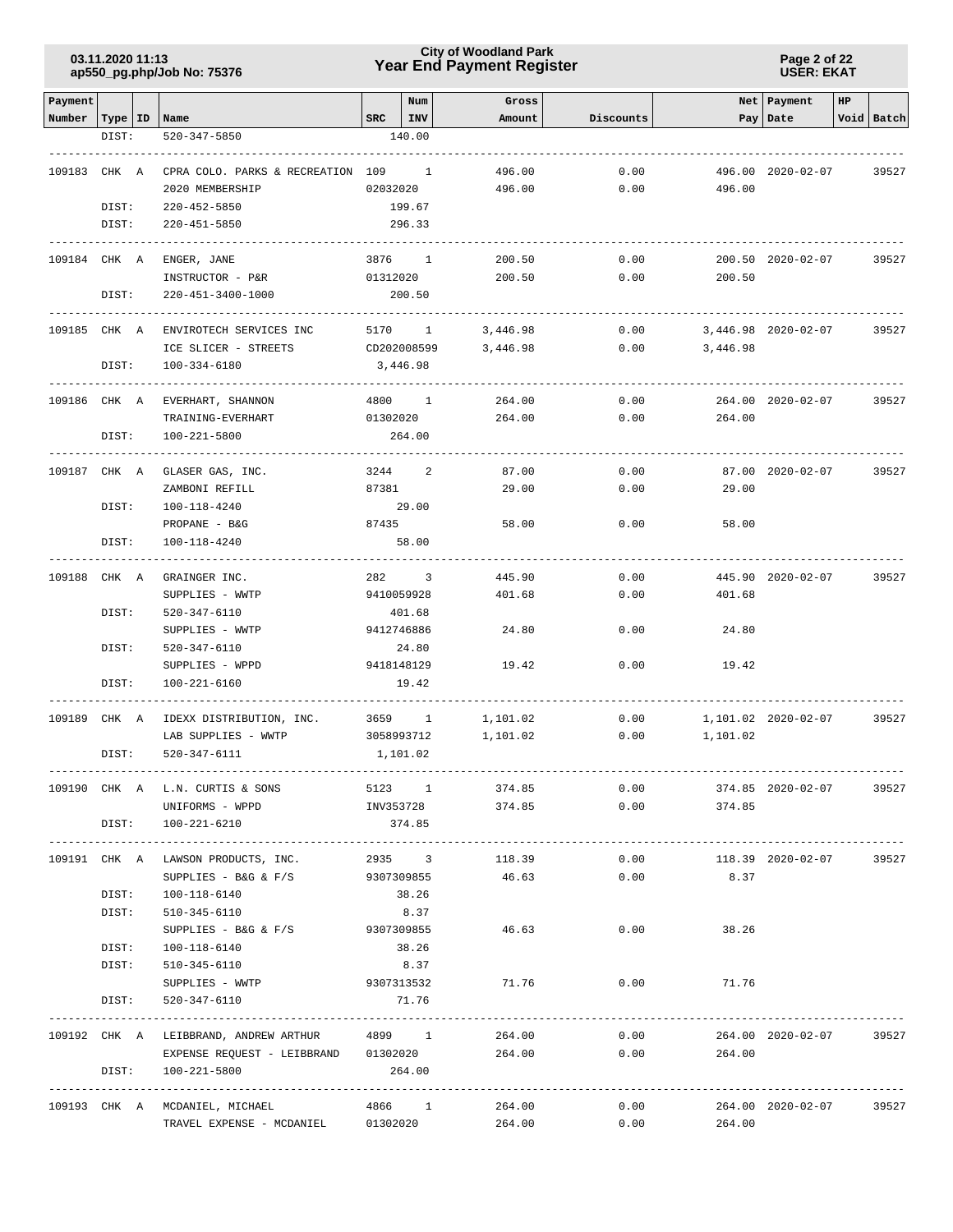| Payment Number | Type | ID | Name | SRC | Num INV | Gross Amount | Discounts | Net Pay | Payment Date | HP Void | Batch |
|---|---|---|---|---|---|---|---|---|---|---|---|
| | DIST: | | 520-347-5850 | | 140.00 | | | | | | |
| 109183 | CHK | A | CPRA COLO. PARKS & RECREATION | 109 | 1 | 496.00 | 0.00 | 496.00 | 2020-02-07 | | 39527 |
| | | | 2020 MEMBERSHIP | 02032020 | | 496.00 | 0.00 | 496.00 | | | |
| | DIST: | | 220-452-5850 | | 199.67 | | | | | | |
| | DIST: | | 220-451-5850 | | 296.33 | | | | | | |
| 109184 | CHK | A | ENGER, JANE | 3876 | 1 | 200.50 | 0.00 | 200.50 | 2020-02-07 | | 39527 |
| | | | INSTRUCTOR - P&R | 01312020 | | 200.50 | 0.00 | 200.50 | | | |
| | DIST: | | 220-451-3400-1000 | | 200.50 | | | | | | |
| 109185 | CHK | A | ENVIROTECH SERVICES INC | 5170 | 1 | 3,446.98 | 0.00 | 3,446.98 | 2020-02-07 | | 39527 |
| | | | ICE SLICER - STREETS | CD202008599 | | 3,446.98 | 0.00 | 3,446.98 | | | |
| | DIST: | | 100-334-6180 | | 3,446.98 | | | | | | |
| 109186 | CHK | A | EVERHART, SHANNON | 4800 | 1 | 264.00 | 0.00 | 264.00 | 2020-02-07 | | 39527 |
| | | | TRAINING-EVERHART | 01302020 | | 264.00 | 0.00 | 264.00 | | | |
| | DIST: | | 100-221-5800 | | 264.00 | | | | | | |
| 109187 | CHK | A | GLASER GAS, INC. | 3244 | 2 | 87.00 | 0.00 | 87.00 | 2020-02-07 | | 39527 |
| | | | ZAMBONI REFILL | 87381 | | 29.00 | 0.00 | 29.00 | | | |
| | DIST: | | 100-118-4240 | | 29.00 | | | | | | |
| | | | PROPANE - B&G | 87435 | | 58.00 | 0.00 | 58.00 | | | |
| | DIST: | | 100-118-4240 | | 58.00 | | | | | | |
| 109188 | CHK | A | GRAINGER INC. | 282 | 3 | 445.90 | 0.00 | 445.90 | 2020-02-07 | | 39527 |
| | | | SUPPLIES - WWTP | 9410059928 | | 401.68 | 0.00 | 401.68 | | | |
| | DIST: | | 520-347-6110 | | 401.68 | | | | | | |
| | | | SUPPLIES - WWTP | 9412746886 | | 24.80 | 0.00 | 24.80 | | | |
| | DIST: | | 520-347-6110 | | 24.80 | | | | | | |
| | | | SUPPLIES - WPPD | 9418148129 | | 19.42 | 0.00 | 19.42 | | | |
| | DIST: | | 100-221-6160 | | 19.42 | | | | | | |
| 109189 | CHK | A | IDEXX DISTRIBUTION, INC. | 3659 | 1 | 1,101.02 | 0.00 | 1,101.02 | 2020-02-07 | | 39527 |
| | | | LAB SUPPLIES - WWTP | 3058993712 | | 1,101.02 | 0.00 | 1,101.02 | | | |
| | DIST: | | 520-347-6111 | | 1,101.02 | | | | | | |
| 109190 | CHK | A | L.N. CURTIS & SONS | 5123 | 1 | 374.85 | 0.00 | 374.85 | 2020-02-07 | | 39527 |
| | | | UNIFORMS - WPPD | INV353728 | | 374.85 | 0.00 | 374.85 | | | |
| | DIST: | | 100-221-6210 | | 374.85 | | | | | | |
| 109191 | CHK | A | LAWSON PRODUCTS, INC. | 2935 | 3 | 118.39 | 0.00 | 118.39 | 2020-02-07 | | 39527 |
| | | | SUPPLIES - B&G & F/S | 9307309855 | | 46.63 | 0.00 | 8.37 | | | |
| | DIST: | | 100-118-6140 | | 38.26 | | | | | | |
| | DIST: | | 510-345-6110 | | 8.37 | | | | | | |
| | | | SUPPLIES - B&G & F/S | 9307309855 | | 46.63 | 0.00 | 38.26 | | | |
| | DIST: | | 100-118-6140 | | 38.26 | | | | | | |
| | DIST: | | 510-345-6110 | | 8.37 | | | | | | |
| | | | SUPPLIES - WWTP | 9307313532 | | 71.76 | 0.00 | 71.76 | | | |
| | DIST: | | 520-347-6110 | | 71.76 | | | | | | |
| 109192 | CHK | A | LEIBBRAND, ANDREW ARTHUR | 4899 | 1 | 264.00 | 0.00 | 264.00 | 2020-02-07 | | 39527 |
| | | | EXPENSE REQUEST - LEIBBRAND | 01302020 | | 264.00 | 0.00 | 264.00 | | | |
| | DIST: | | 100-221-5800 | | 264.00 | | | | | | |
| 109193 | CHK | A | MCDANIEL, MICHAEL | 4866 | 1 | 264.00 | 0.00 | 264.00 | 2020-02-07 | | 39527 |
| | | | TRAVEL EXPENSE - MCDANIEL | 01302020 | | 264.00 | 0.00 | 264.00 | | | |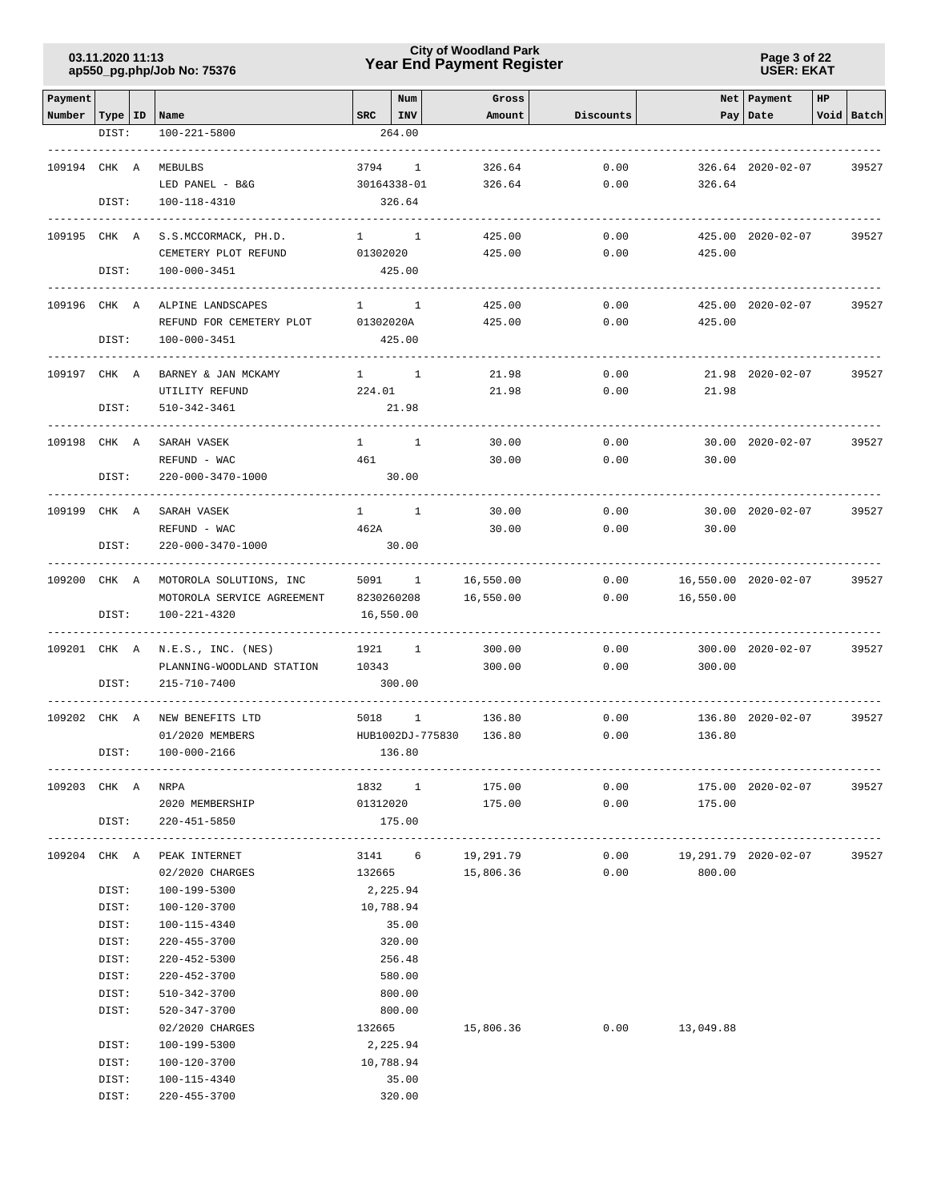| Payment Number | Type | ID | Name | SRC | Num INV | Gross Amount | Discounts | Net Pay | Payment Date | HP Void | Batch |
|---|---|---|---|---|---|---|---|---|---|---|---|
| | DIST: | | 100-221-5800 | 264.00 | | | | | | | |
| 109194 | CHK | A | MEBULBS | 3794 | 1 | 326.64 | 0.00 | 326.64 | 2020-02-07 | | 39527 |
| | | | LED PANEL - B&G | 30164338-01 | | 326.64 | 0.00 | 326.64 | | | |
| | DIST: | | 100-118-4310 | 326.64 | | | | | | | |
| 109195 | CHK | A | S.S.MCCORMACK, PH.D. | 1 | 1 | 425.00 | 0.00 | 425.00 | 2020-02-07 | | 39527 |
| | | | CEMETERY PLOT REFUND | 01302020 | | 425.00 | 0.00 | 425.00 | | | |
| | DIST: | | 100-000-3451 | 425.00 | | | | | | | |
| 109196 | CHK | A | ALPINE LANDSCAPES | 1 | 1 | 425.00 | 0.00 | 425.00 | 2020-02-07 | | 39527 |
| | | | REFUND FOR CEMETERY PLOT | 01302020A | | 425.00 | 0.00 | 425.00 | | | |
| | DIST: | | 100-000-3451 | 425.00 | | | | | | | |
| 109197 | CHK | A | BARNEY & JAN MCKAMY | 1 | 1 | 21.98 | 0.00 | 21.98 | 2020-02-07 | | 39527 |
| | | | UTILITY REFUND | 224.01 | | 21.98 | 0.00 | 21.98 | | | |
| | DIST: | | 510-342-3461 | 21.98 | | | | | | | |
| 109198 | CHK | A | SARAH VASEK | 1 | 1 | 30.00 | 0.00 | 30.00 | 2020-02-07 | | 39527 |
| | | | REFUND - WAC | 461 | | 30.00 | 0.00 | 30.00 | | | |
| | DIST: | | 220-000-3470-1000 | 30.00 | | | | | | | |
| 109199 | CHK | A | SARAH VASEK | 1 | 1 | 30.00 | 0.00 | 30.00 | 2020-02-07 | | 39527 |
| | | | REFUND - WAC | 462A | | 30.00 | 0.00 | 30.00 | | | |
| | DIST: | | 220-000-3470-1000 | 30.00 | | | | | | | |
| 109200 | CHK | A | MOTOROLA SOLUTIONS, INC | 5091 | 1 | 16,550.00 | 0.00 | 16,550.00 | 2020-02-07 | | 39527 |
| | | | MOTOROLA SERVICE AGREEMENT | 8230260208 | | 16,550.00 | 0.00 | 16,550.00 | | | |
| | DIST: | | 100-221-4320 | 16,550.00 | | | | | | | |
| 109201 | CHK | A | N.E.S., INC. (NES) | 1921 | 1 | 300.00 | 0.00 | 300.00 | 2020-02-07 | | 39527 |
| | | | PLANNING-WOODLAND STATION | 10343 | | 300.00 | 0.00 | 300.00 | | | |
| | DIST: | | 215-710-7400 | 300.00 | | | | | | | |
| 109202 | CHK | A | NEW BENEFITS LTD | 5018 | 1 | 136.80 | 0.00 | 136.80 | 2020-02-07 | | 39527 |
| | | | 01/2020 MEMBERS | HUB1002DJ-775830 | | 136.80 | 0.00 | 136.80 | | | |
| | DIST: | | 100-000-2166 | 136.80 | | | | | | | |
| 109203 | CHK | A | NRPA | 1832 | 1 | 175.00 | 0.00 | 175.00 | 2020-02-07 | | 39527 |
| | | | 2020 MEMBERSHIP | 01312020 | | 175.00 | 0.00 | 175.00 | | | |
| | DIST: | | 220-451-5850 | 175.00 | | | | | | | |
| 109204 | CHK | A | PEAK INTERNET | 3141 | 6 | 19,291.79 | 0.00 | 19,291.79 | 2020-02-07 | | 39527 |
| | | | 02/2020 CHARGES | 132665 | | 15,806.36 | 0.00 | 800.00 | | | |
| | DIST: | | 100-199-5300 | 2,225.94 | | | | | | | |
| | DIST: | | 100-120-3700 | 10,788.94 | | | | | | | |
| | DIST: | | 100-115-4340 | 35.00 | | | | | | | |
| | DIST: | | 220-455-3700 | 320.00 | | | | | | | |
| | DIST: | | 220-452-5300 | 256.48 | | | | | | | |
| | DIST: | | 220-452-3700 | 580.00 | | | | | | | |
| | DIST: | | 510-342-3700 | 800.00 | | | | | | | |
| | DIST: | | 520-347-3700 | 800.00 | | | | | | | |
| | | | 02/2020 CHARGES | 132665 | | 15,806.36 | 0.00 | 13,049.88 | | | |
| | DIST: | | 100-199-5300 | 2,225.94 | | | | | | | |
| | DIST: | | 100-120-3700 | 10,788.94 | | | | | | | |
| | DIST: | | 100-115-4340 | 35.00 | | | | | | | |
| | DIST: | | 220-455-3700 | 320.00 | | | | | | | |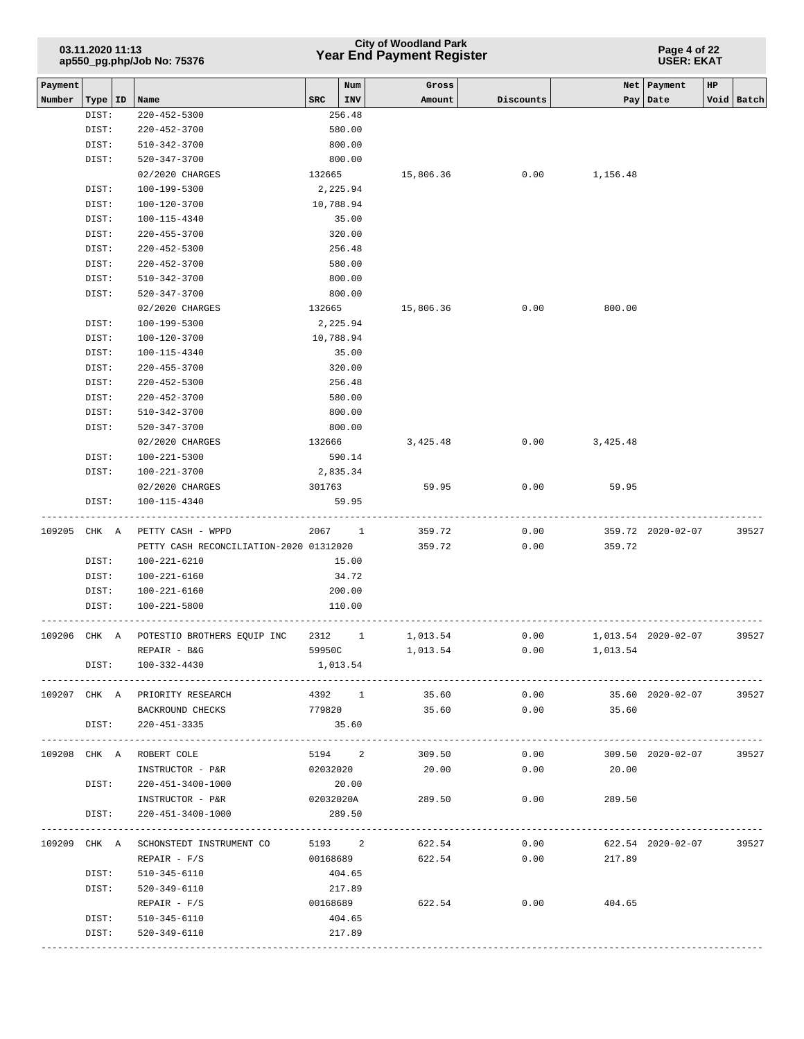| Payment Number | Type | ID | Name | SRC | Num INV | Gross Amount | Discounts | Net Pay | Payment Date | HP Void | Batch |
|---|---|---|---|---|---|---|---|---|---|---|---|
| | DIST: | | 220-452-5300 | | 256.48 | | | | | | |
| | DIST: | | 220-452-3700 | | 580.00 | | | | | | |
| | DIST: | | 510-342-3700 | | 800.00 | | | | | | |
| | DIST: | | 520-347-3700 | | 800.00 | | | | | | |
| | | | 02/2020 CHARGES | 132665 | | 15,806.36 | 0.00 | 1,156.48 | | | |
| | DIST: | | 100-199-5300 | | 2,225.94 | | | | | | |
| | DIST: | | 100-120-3700 | | 10,788.94 | | | | | | |
| | DIST: | | 100-115-4340 | | 35.00 | | | | | | |
| | DIST: | | 220-455-3700 | | 320.00 | | | | | | |
| | DIST: | | 220-452-5300 | | 256.48 | | | | | | |
| | DIST: | | 220-452-3700 | | 580.00 | | | | | | |
| | DIST: | | 510-342-3700 | | 800.00 | | | | | | |
| | DIST: | | 520-347-3700 | | 800.00 | | | | | | |
| | | | 02/2020 CHARGES | 132665 | | 15,806.36 | 0.00 | 800.00 | | | |
| | DIST: | | 100-199-5300 | | 2,225.94 | | | | | | |
| | DIST: | | 100-120-3700 | | 10,788.94 | | | | | | |
| | DIST: | | 100-115-4340 | | 35.00 | | | | | | |
| | DIST: | | 220-455-3700 | | 320.00 | | | | | | |
| | DIST: | | 220-452-5300 | | 256.48 | | | | | | |
| | DIST: | | 220-452-3700 | | 580.00 | | | | | | |
| | DIST: | | 510-342-3700 | | 800.00 | | | | | | |
| | DIST: | | 520-347-3700 | | 800.00 | | | | | | |
| | | | 02/2020 CHARGES | 132666 | | 3,425.48 | 0.00 | 3,425.48 | | | |
| | DIST: | | 100-221-5300 | | 590.14 | | | | | | |
| | DIST: | | 100-221-3700 | | 2,835.34 | | | | | | |
| | | | 02/2020 CHARGES | 301763 | | 59.95 | 0.00 | 59.95 | | | |
| | DIST: | | 100-115-4340 | | 59.95 | | | | | | |
| 109205 | CHK | A | PETTY CASH - WPPD | 2067 | 1 | 359.72 | 0.00 | 359.72 | 2020-02-07 | | 39527 |
| | | | PETTY CASH RECONCILIATION-2020 | 01312020 | | 359.72 | 0.00 | 359.72 | | | |
| | DIST: | | 100-221-6210 | | 15.00 | | | | | | |
| | DIST: | | 100-221-6160 | | 34.72 | | | | | | |
| | DIST: | | 100-221-6160 | | 200.00 | | | | | | |
| | DIST: | | 100-221-5800 | | 110.00 | | | | | | |
| 109206 | CHK | A | POTESTIO BROTHERS EQUIP INC | 2312 | 1 | 1,013.54 | 0.00 | 1,013.54 | 2020-02-07 | | 39527 |
| | | | REPAIR - B&G | 59950C | | 1,013.54 | 0.00 | 1,013.54 | | | |
| | DIST: | | 100-332-4430 | | 1,013.54 | | | | | | |
| 109207 | CHK | A | PRIORITY RESEARCH | 4392 | 1 | 35.60 | 0.00 | 35.60 | 2020-02-07 | | 39527 |
| | | | BACKROUND CHECKS | 779820 | | 35.60 | 0.00 | 35.60 | | | |
| | DIST: | | 220-451-3335 | | 35.60 | | | | | | |
| 109208 | CHK | A | ROBERT COLE | 5194 | 2 | 309.50 | 0.00 | 309.50 | 2020-02-07 | | 39527 |
| | | | INSTRUCTOR - P&R | 02032020 | | 20.00 | 0.00 | 20.00 | | | |
| | DIST: | | 220-451-3400-1000 | | 20.00 | | | | | | |
| | | | INSTRUCTOR - P&R | 02032020A | | 289.50 | 0.00 | 289.50 | | | |
| | DIST: | | 220-451-3400-1000 | | 289.50 | | | | | | |
| 109209 | CHK | A | SCHONSTEDT INSTRUMENT CO | 5193 | 2 | 622.54 | 0.00 | 622.54 | 2020-02-07 | | 39527 |
| | | | REPAIR - F/S | 00168689 | | 622.54 | 0.00 | 217.89 | | | |
| | DIST: | | 510-345-6110 | | 404.65 | | | | | | |
| | DIST: | | 520-349-6110 | | 217.89 | | | | | | |
| | | | REPAIR - F/S | 00168689 | | 622.54 | 0.00 | 404.65 | | | |
| | DIST: | | 510-345-6110 | | 404.65 | | | | | | |
| | DIST: | | 520-349-6110 | | 217.89 | | | | | | |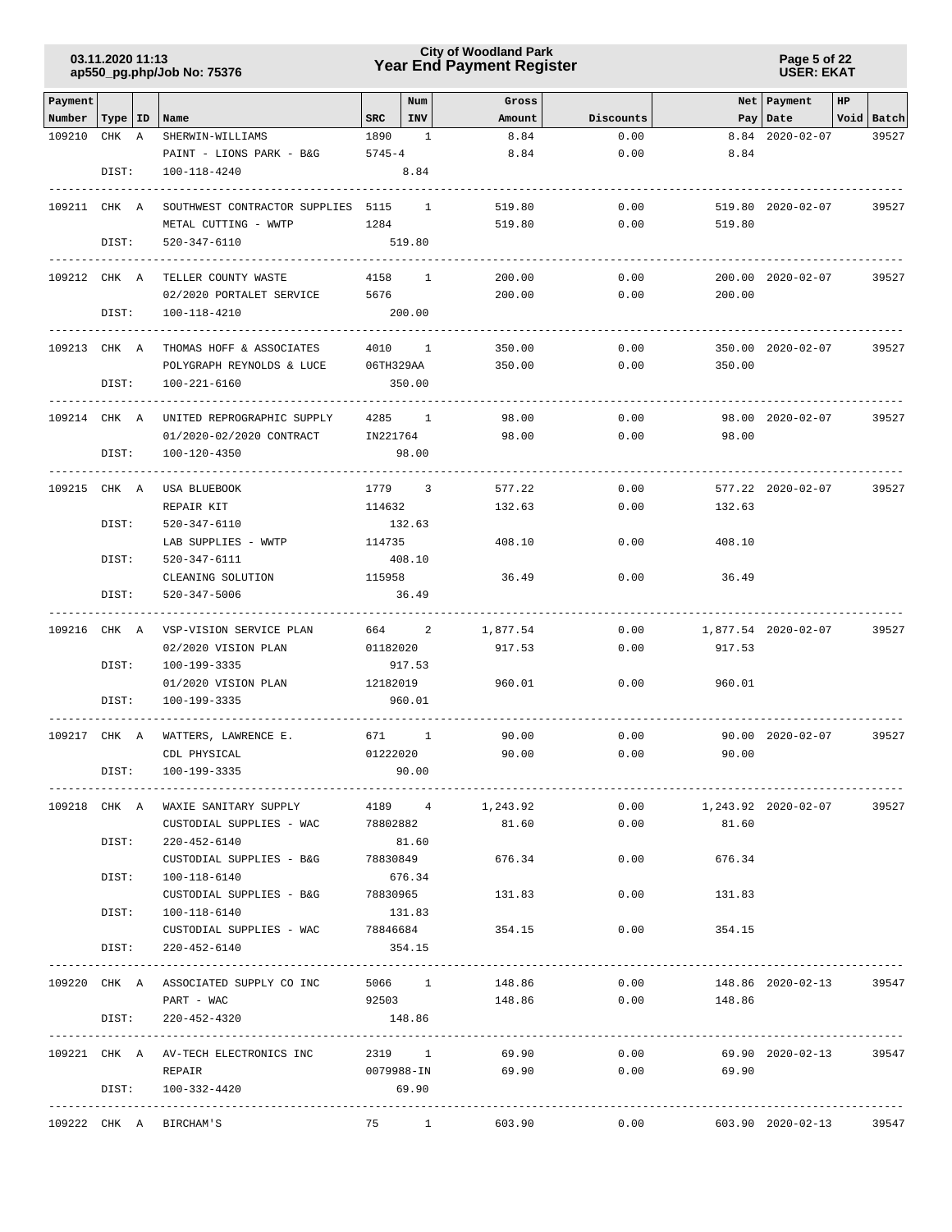| Payment Number | Type | ID | Name | SRC | Num INV | Gross Amount | Discounts | Net Pay | Payment Date | HP Void | Batch |
|---|---|---|---|---|---|---|---|---|---|---|---|
| 109210 | CHK | A | SHERWIN-WILLIAMS | 1890 | 1 | 8.84 | 0.00 | 8.84 | 2020-02-07 | | 39527 |
| | | | PAINT - LIONS PARK - B&G | 5745-4 | | 8.84 | 0.00 | 8.84 | | | |
| | DIST: | | 100-118-4240 | | 8.84 | | | | | | |
| 109211 | CHK | A | SOUTHWEST CONTRACTOR SUPPLIES | 5115 | 1 | 519.80 | 0.00 | 519.80 | 2020-02-07 | | 39527 |
| | | | METAL CUTTING - WWTP | 1284 | | 519.80 | 0.00 | 519.80 | | | |
| | DIST: | | 520-347-6110 | | 519.80 | | | | | | |
| 109212 | CHK | A | TELLER COUNTY WASTE | 4158 | 1 | 200.00 | 0.00 | 200.00 | 2020-02-07 | | 39527 |
| | | | 02/2020 PORTALET SERVICE | 5676 | | 200.00 | 0.00 | 200.00 | | | |
| | DIST: | | 100-118-4210 | | 200.00 | | | | | | |
| 109213 | CHK | A | THOMAS HOFF & ASSOCIATES | 4010 | 1 | 350.00 | 0.00 | 350.00 | 2020-02-07 | | 39527 |
| | | | POLYGRAPH REYNOLDS & LUCE | 06TH329AA | | 350.00 | 0.00 | 350.00 | | | |
| | DIST: | | 100-221-6160 | | 350.00 | | | | | | |
| 109214 | CHK | A | UNITED REPROGRAPHIC SUPPLY | 4285 | 1 | 98.00 | 0.00 | 98.00 | 2020-02-07 | | 39527 |
| | | | 01/2020-02/2020 CONTRACT | IN221764 | | 98.00 | 0.00 | 98.00 | | | |
| | DIST: | | 100-120-4350 | | 98.00 | | | | | | |
| 109215 | CHK | A | USA BLUEBOOK | 1779 | 3 | 577.22 | 0.00 | 577.22 | 2020-02-07 | | 39527 |
| | | | REPAIR KIT | 114632 | | 132.63 | 0.00 | 132.63 | | | |
| | DIST: | | 520-347-6110 | | 132.63 | | | | | | |
| | | | LAB SUPPLIES - WWTP | 114735 | | 408.10 | 0.00 | 408.10 | | | |
| | DIST: | | 520-347-6111 | | 408.10 | | | | | | |
| | | | CLEANING SOLUTION | 115958 | | 36.49 | 0.00 | 36.49 | | | |
| | DIST: | | 520-347-5006 | | 36.49 | | | | | | |
| 109216 | CHK | A | VSP-VISION SERVICE PLAN | 664 | 2 | 1,877.54 | 0.00 | 1,877.54 | 2020-02-07 | | 39527 |
| | | | 02/2020 VISION PLAN | 01182020 | | 917.53 | 0.00 | 917.53 | | | |
| | DIST: | | 100-199-3335 | | 917.53 | | | | | | |
| | | | 01/2020 VISION PLAN | 12182019 | | 960.01 | 0.00 | 960.01 | | | |
| | DIST: | | 100-199-3335 | | 960.01 | | | | | | |
| 109217 | CHK | A | WATTERS, LAWRENCE E. | 671 | 1 | 90.00 | 0.00 | 90.00 | 2020-02-07 | | 39527 |
| | | | CDL PHYSICAL | 01222020 | | 90.00 | 0.00 | 90.00 | | | |
| | DIST: | | 100-199-3335 | | 90.00 | | | | | | |
| 109218 | CHK | A | WAXIE SANITARY SUPPLY | 4189 | 4 | 1,243.92 | 0.00 | 1,243.92 | 2020-02-07 | | 39527 |
| | | | CUSTODIAL SUPPLIES - WAC | 78802882 | | 81.60 | 0.00 | 81.60 | | | |
| | DIST: | | 220-452-6140 | | 81.60 | | | | | | |
| | | | CUSTODIAL SUPPLIES - B&G | 78830849 | | 676.34 | 0.00 | 676.34 | | | |
| | DIST: | | 100-118-6140 | | 676.34 | | | | | | |
| | | | CUSTODIAL SUPPLIES - B&G | 78830965 | | 131.83 | 0.00 | 131.83 | | | |
| | DIST: | | 100-118-6140 | | 131.83 | | | | | | |
| | | | CUSTODIAL SUPPLIES - WAC | 78846684 | | 354.15 | 0.00 | 354.15 | | | |
| | DIST: | | 220-452-6140 | | 354.15 | | | | | | |
| 109220 | CHK | A | ASSOCIATED SUPPLY CO INC | 5066 | 1 | 148.86 | 0.00 | 148.86 | 2020-02-13 | | 39547 |
| | | | PART - WAC | 92503 | | 148.86 | 0.00 | 148.86 | | | |
| | DIST: | | 220-452-4320 | | 148.86 | | | | | | |
| 109221 | CHK | A | AV-TECH ELECTRONICS INC | 2319 | 1 | 69.90 | 0.00 | 69.90 | 2020-02-13 | | 39547 |
| | | | REPAIR | 0079988-IN | | 69.90 | 0.00 | 69.90 | | | |
| | DIST: | | 100-332-4420 | | 69.90 | | | | | | |
| 109222 | CHK | A | BIRCHAM'S | 75 | 1 | 603.90 | 0.00 | 603.90 | 2020-02-13 | | 39547 |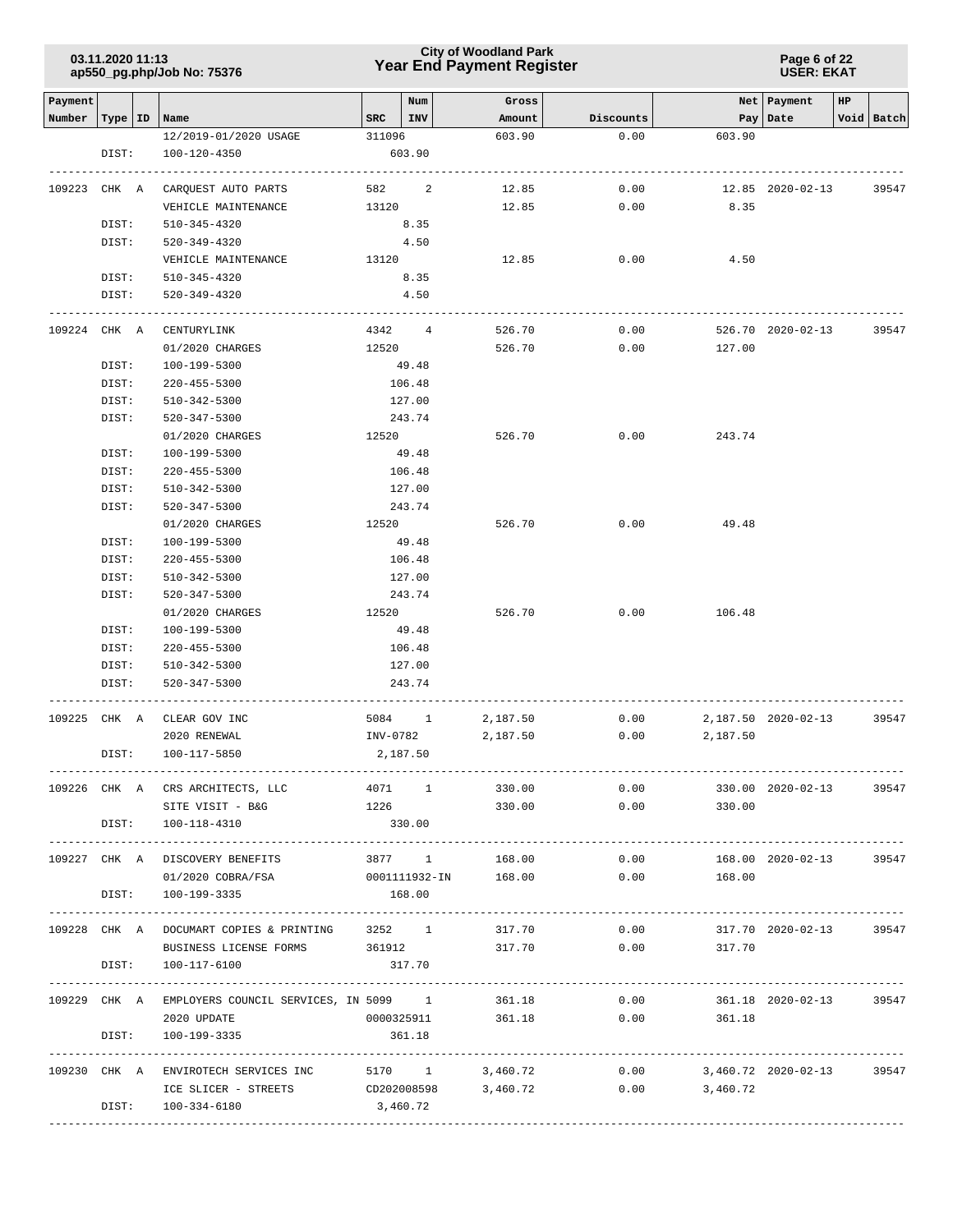| Payment Number | Type | ID | Name | SRC | Num INV | Gross Amount | Discounts | Net Pay | Payment Date | HP | Void | Batch |
|---|---|---|---|---|---|---|---|---|---|---|---|---|
| | | | 12/2019-01/2020 USAGE | 311096 | | 603.90 | 0.00 | 603.90 | | | | |
| | DIST: | | 100-120-4350 | | 603.90 | | | | | | | |
| 109223 | CHK | A | CARQUEST AUTO PARTS | 582 | 2 | 12.85 | 0.00 | 12.85 | 2020-02-13 | | | 39547 |
| | | | VEHICLE MAINTENANCE | 13120 | | 12.85 | 0.00 | 8.35 | | | | |
| | DIST: | | 510-345-4320 | | 8.35 | | | | | | | |
| | DIST: | | 520-349-4320 | | 4.50 | | | | | | | |
| | | | VEHICLE MAINTENANCE | 13120 | | 12.85 | 0.00 | 4.50 | | | | |
| | DIST: | | 510-345-4320 | | 8.35 | | | | | | | |
| | DIST: | | 520-349-4320 | | 4.50 | | | | | | | |
| 109224 | CHK | A | CENTURYLINK | 4342 | 4 | 526.70 | 0.00 | 526.70 | 2020-02-13 | | | 39547 |
| | | | 01/2020 CHARGES | 12520 | | 526.70 | 0.00 | 127.00 | | | | |
| | DIST: | | 100-199-5300 | | 49.48 | | | | | | | |
| | DIST: | | 220-455-5300 | | 106.48 | | | | | | | |
| | DIST: | | 510-342-5300 | | 127.00 | | | | | | | |
| | DIST: | | 520-347-5300 | | 243.74 | | | | | | | |
| | | | 01/2020 CHARGES | 12520 | | 526.70 | 0.00 | 243.74 | | | | |
| | DIST: | | 100-199-5300 | | 49.48 | | | | | | | |
| | DIST: | | 220-455-5300 | | 106.48 | | | | | | | |
| | DIST: | | 510-342-5300 | | 127.00 | | | | | | | |
| | DIST: | | 520-347-5300 | | 243.74 | | | | | | | |
| | | | 01/2020 CHARGES | 12520 | | 526.70 | 0.00 | 49.48 | | | | |
| | DIST: | | 100-199-5300 | | 49.48 | | | | | | | |
| | DIST: | | 220-455-5300 | | 106.48 | | | | | | | |
| | DIST: | | 510-342-5300 | | 127.00 | | | | | | | |
| | DIST: | | 520-347-5300 | | 243.74 | | | | | | | |
| | | | 01/2020 CHARGES | 12520 | | 526.70 | 0.00 | 106.48 | | | | |
| | DIST: | | 100-199-5300 | | 49.48 | | | | | | | |
| | DIST: | | 220-455-5300 | | 106.48 | | | | | | | |
| | DIST: | | 510-342-5300 | | 127.00 | | | | | | | |
| | DIST: | | 520-347-5300 | | 243.74 | | | | | | | |
| 109225 | CHK | A | CLEAR GOV INC | 5084 | 1 | 2,187.50 | 0.00 | 2,187.50 | 2020-02-13 | | | 39547 |
| | | | 2020 RENEWAL | INV-0782 | | 2,187.50 | 0.00 | 2,187.50 | | | | |
| | DIST: | | 100-117-5850 | | 2,187.50 | | | | | | | |
| 109226 | CHK | A | CRS ARCHITECTS, LLC | 4071 | 1 | 330.00 | 0.00 | 330.00 | 2020-02-13 | | | 39547 |
| | | | SITE VISIT - B&G | 1226 | | 330.00 | 0.00 | 330.00 | | | | |
| | DIST: | | 100-118-4310 | | 330.00 | | | | | | | |
| 109227 | CHK | A | DISCOVERY BENEFITS | 3877 | 1 | 168.00 | 0.00 | 168.00 | 2020-02-13 | | | 39547 |
| | | | 01/2020 COBRA/FSA | 0001111932-IN | | 168.00 | 0.00 | 168.00 | | | | |
| | DIST: | | 100-199-3335 | | 168.00 | | | | | | | |
| 109228 | CHK | A | DOCUMART COPIES & PRINTING | 3252 | 1 | 317.70 | 0.00 | 317.70 | 2020-02-13 | | | 39547 |
| | | | BUSINESS LICENSE FORMS | 361912 | | 317.70 | 0.00 | 317.70 | | | | |
| | DIST: | | 100-117-6100 | | 317.70 | | | | | | | |
| 109229 | CHK | A | EMPLOYERS COUNCIL SERVICES, IN | 5099 | 1 | 361.18 | 0.00 | 361.18 | 2020-02-13 | | | 39547 |
| | | | 2020 UPDATE | 0000325911 | | 361.18 | 0.00 | 361.18 | | | | |
| | DIST: | | 100-199-3335 | | 361.18 | | | | | | | |
| 109230 | CHK | A | ENVIROTECH SERVICES INC | 5170 | 1 | 3,460.72 | 0.00 | 3,460.72 | 2020-02-13 | | | 39547 |
| | | | ICE SLICER - STREETS | CD202008598 | | 3,460.72 | 0.00 | 3,460.72 | | | | |
| | DIST: | | 100-334-6180 | | 3,460.72 | | | | | | | |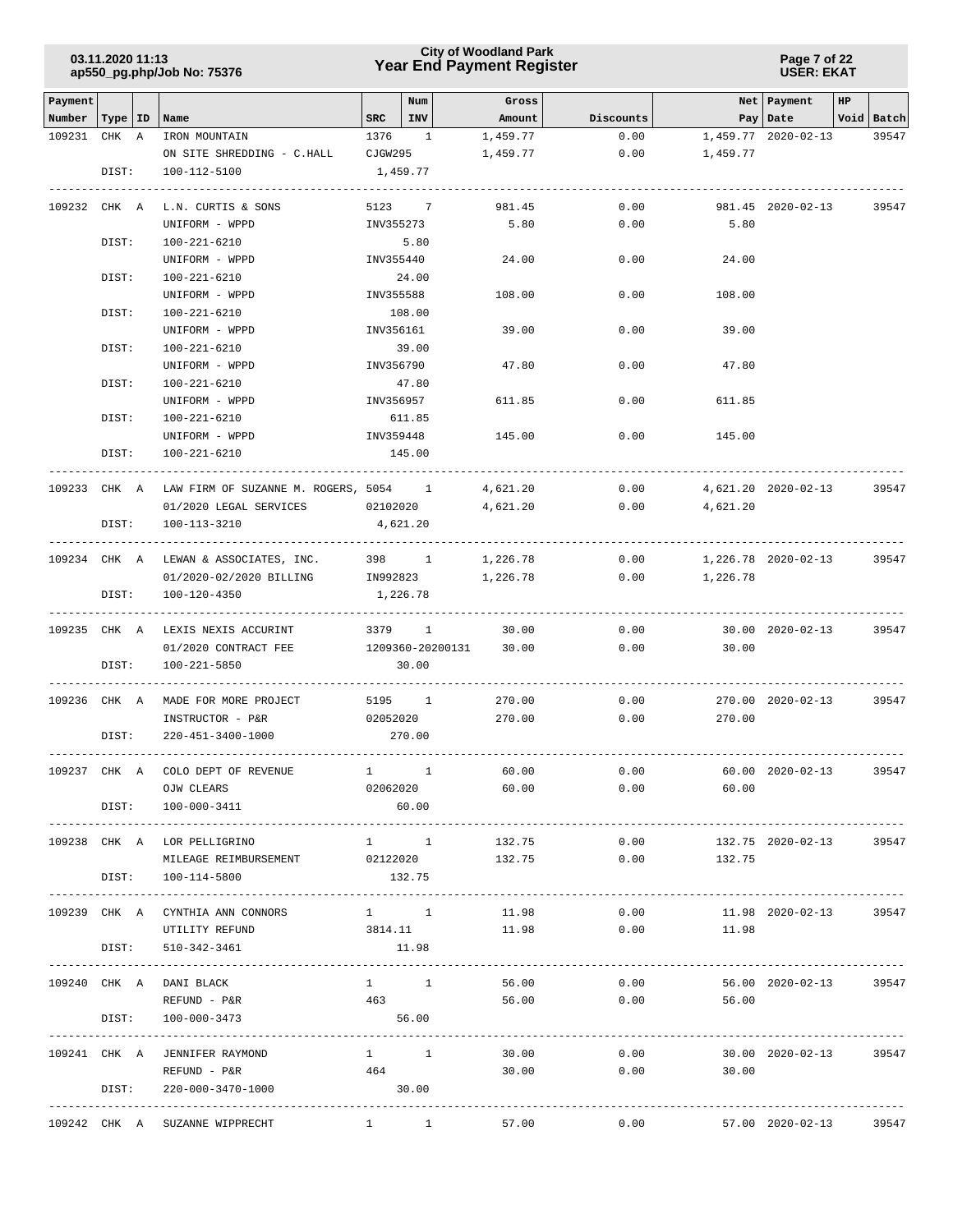| Payment Number | Type | ID | Name | SRC | Num INV | Gross Amount | Discounts | Net Pay | Payment Date | HP Void | Batch |
|---|---|---|---|---|---|---|---|---|---|---|---|
| 109231 | CHK | A | IRON MOUNTAIN | 1376 | 1 | 1,459.77 | 0.00 | 1,459.77 | 2020-02-13 | | 39547 |
| | | | ON SITE SHREDDING - C.HALL | CJGW295 | | 1,459.77 | 0.00 | 1,459.77 | | | |
| | DIST: | | 100-112-5100 | 1,459.77 | | | | | | | |
| 109232 | CHK | A | L.N. CURTIS & SONS | 5123 | 7 | 981.45 | 0.00 | 981.45 | 2020-02-13 | | 39547 |
| | | | UNIFORM - WPPD | INV355273 | | 5.80 | 0.00 | 5.80 | | | |
| | DIST: | | 100-221-6210 | 5.80 | | | | | | | |
| | | | UNIFORM - WPPD | INV355440 | | 24.00 | 0.00 | 24.00 | | | |
| | DIST: | | 100-221-6210 | 24.00 | | | | | | | |
| | | | UNIFORM - WPPD | INV355588 | | 108.00 | 0.00 | 108.00 | | | |
| | DIST: | | 100-221-6210 | 108.00 | | | | | | | |
| | | | UNIFORM - WPPD | INV356161 | | 39.00 | 0.00 | 39.00 | | | |
| | DIST: | | 100-221-6210 | 39.00 | | | | | | | |
| | | | UNIFORM - WPPD | INV356790 | | 47.80 | 0.00 | 47.80 | | | |
| | DIST: | | 100-221-6210 | 47.80 | | | | | | | |
| | | | UNIFORM - WPPD | INV356957 | | 611.85 | 0.00 | 611.85 | | | |
| | DIST: | | 100-221-6210 | 611.85 | | | | | | | |
| | | | UNIFORM - WPPD | INV359448 | | 145.00 | 0.00 | 145.00 | | | |
| | DIST: | | 100-221-6210 | 145.00 | | | | | | | |
| 109233 | CHK | A | LAW FIRM OF SUZANNE M. ROGERS, | 5054 | 1 | 4,621.20 | 0.00 | 4,621.20 | 2020-02-13 | | 39547 |
| | | | 01/2020 LEGAL SERVICES | 02102020 | | 4,621.20 | 0.00 | 4,621.20 | | | |
| | DIST: | | 100-113-3210 | 4,621.20 | | | | | | | |
| 109234 | CHK | A | LEWAN & ASSOCIATES, INC. | 398 | 1 | 1,226.78 | 0.00 | 1,226.78 | 2020-02-13 | | 39547 |
| | | | 01/2020-02/2020 BILLING | IN992823 | | 1,226.78 | 0.00 | 1,226.78 | | | |
| | DIST: | | 100-120-4350 | 1,226.78 | | | | | | | |
| 109235 | CHK | A | LEXIS NEXIS ACCURINT | 3379 | 1 | 30.00 | 0.00 | 30.00 | 2020-02-13 | | 39547 |
| | | | 01/2020 CONTRACT FEE | 1209360-20200131 | | 30.00 | 0.00 | 30.00 | | | |
| | DIST: | | 100-221-5850 | 30.00 | | | | | | | |
| 109236 | CHK | A | MADE FOR MORE PROJECT | 5195 | 1 | 270.00 | 0.00 | 270.00 | 2020-02-13 | | 39547 |
| | | | INSTRUCTOR - P&R | 02052020 | | 270.00 | 0.00 | 270.00 | | | |
| | DIST: | | 220-451-3400-1000 | 270.00 | | | | | | | |
| 109237 | CHK | A | COLO DEPT OF REVENUE | 1 | 1 | 60.00 | 0.00 | 60.00 | 2020-02-13 | | 39547 |
| | | | OJW CLEARS | 02062020 | | 60.00 | 0.00 | 60.00 | | | |
| | DIST: | | 100-000-3411 | 60.00 | | | | | | | |
| 109238 | CHK | A | LOR PELLIGRINO | 1 | 1 | 132.75 | 0.00 | 132.75 | 2020-02-13 | | 39547 |
| | | | MILEAGE REIMBURSEMENT | 02122020 | | 132.75 | 0.00 | 132.75 | | | |
| | DIST: | | 100-114-5800 | 132.75 | | | | | | | |
| 109239 | CHK | A | CYNTHIA ANN CONNORS | 1 | 1 | 11.98 | 0.00 | 11.98 | 2020-02-13 | | 39547 |
| | | | UTILITY REFUND | 3814.11 | | 11.98 | 0.00 | 11.98 | | | |
| | DIST: | | 510-342-3461 | 11.98 | | | | | | | |
| 109240 | CHK | A | DANI BLACK | 1 | 1 | 56.00 | 0.00 | 56.00 | 2020-02-13 | | 39547 |
| | | | REFUND - P&R | 463 | | 56.00 | 0.00 | 56.00 | | | |
| | DIST: | | 100-000-3473 | 56.00 | | | | | | | |
| 109241 | CHK | A | JENNIFER RAYMOND | 1 | 1 | 30.00 | 0.00 | 30.00 | 2020-02-13 | | 39547 |
| | | | REFUND - P&R | 464 | | 30.00 | 0.00 | 30.00 | | | |
| | DIST: | | 220-000-3470-1000 | 30.00 | | | | | | | |
| 109242 | CHK | A | SUZANNE WIPPRECHT | 1 | 1 | 57.00 | 0.00 | 57.00 | 2020-02-13 | | 39547 |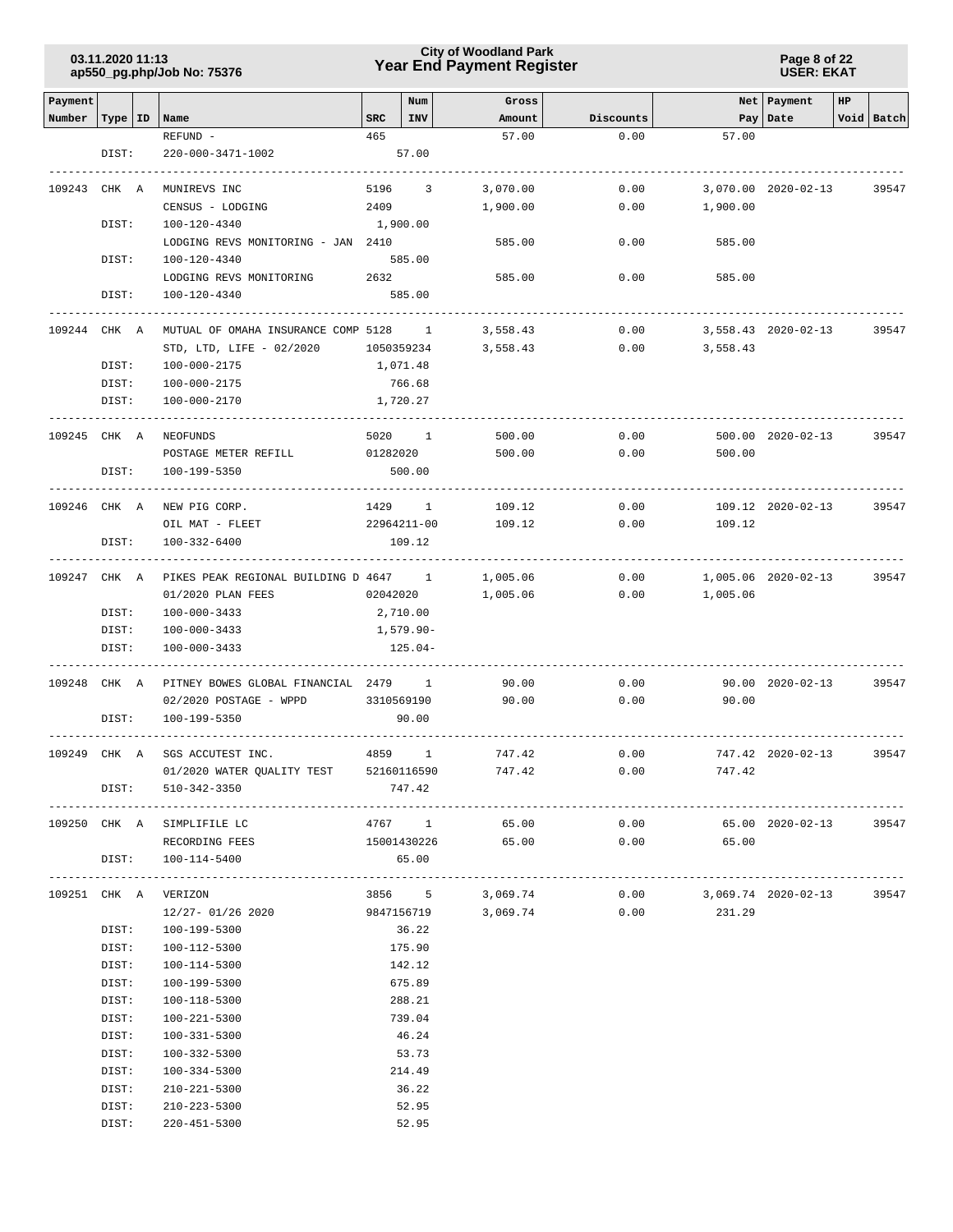| Payment Number | Type | ID | Name | SRC | Num INV | Gross Amount | Discounts | Net Pay | Payment Date | HP | Void | Batch |
|---|---|---|---|---|---|---|---|---|---|---|---|---|
| | | | REFUND - | 465 | | 57.00 | 0.00 | 57.00 | | | | |
| | DIST: | | 220-000-3471-1002 | | 57.00 | | | | | | | |
| 109243 | CHK | A | MUNIREVS INC | 5196 | 3 | 3,070.00 | 0.00 | 3,070.00 | 2020-02-13 | | | 39547 |
| | | | CENSUS - LODGING | 2409 | | 1,900.00 | 0.00 | 1,900.00 | | | | |
| | DIST: | | 100-120-4340 | | 1,900.00 | | | | | | | |
| | | | LODGING REVS MONITORING - JAN | 2410 | | 585.00 | 0.00 | 585.00 | | | | |
| | DIST: | | 100-120-4340 | | 585.00 | | | | | | | |
| | | | LODGING REVS MONITORING | 2632 | | 585.00 | 0.00 | 585.00 | | | | |
| | DIST: | | 100-120-4340 | | 585.00 | | | | | | | |
| 109244 | CHK | A | MUTUAL OF OMAHA INSURANCE COMP | 5128 | 1 | 3,558.43 | 0.00 | 3,558.43 | 2020-02-13 | | | 39547 |
| | | | STD, LTD, LIFE - 02/2020 | 1050359234 | | 3,558.43 | 0.00 | 3,558.43 | | | | |
| | DIST: | | 100-000-2175 | | 1,071.48 | | | | | | | |
| | DIST: | | 100-000-2175 | | 766.68 | | | | | | | |
| | DIST: | | 100-000-2170 | | 1,720.27 | | | | | | | |
| 109245 | CHK | A | NEOFUNDS | 5020 | 1 | 500.00 | 0.00 | 500.00 | 2020-02-13 | | | 39547 |
| | | | POSTAGE METER REFILL | 01282020 | | 500.00 | 0.00 | 500.00 | | | | |
| | DIST: | | 100-199-5350 | | 500.00 | | | | | | | |
| 109246 | CHK | A | NEW PIG CORP. | 1429 | 1 | 109.12 | 0.00 | 109.12 | 2020-02-13 | | | 39547 |
| | | | OIL MAT - FLEET | 22964211-00 | | 109.12 | 0.00 | 109.12 | | | | |
| | DIST: | | 100-332-6400 | | 109.12 | | | | | | | |
| 109247 | CHK | A | PIKES PEAK REGIONAL BUILDING D | 4647 | 1 | 1,005.06 | 0.00 | 1,005.06 | 2020-02-13 | | | 39547 |
| | | | 01/2020 PLAN FEES | 02042020 | | 1,005.06 | 0.00 | 1,005.06 | | | | |
| | DIST: | | 100-000-3433 | | 2,710.00 | | | | | | | |
| | DIST: | | 100-000-3433 | | 1,579.90- | | | | | | | |
| | DIST: | | 100-000-3433 | | 125.04- | | | | | | | |
| 109248 | CHK | A | PITNEY BOWES GLOBAL FINANCIAL | 2479 | 1 | 90.00 | 0.00 | 90.00 | 2020-02-13 | | | 39547 |
| | | | 02/2020 POSTAGE - WPPD | 3310569190 | | 90.00 | 0.00 | 90.00 | | | | |
| | DIST: | | 100-199-5350 | | 90.00 | | | | | | | |
| 109249 | CHK | A | SGS ACCUTEST INC. | 4859 | 1 | 747.42 | 0.00 | 747.42 | 2020-02-13 | | | 39547 |
| | | | 01/2020 WATER QUALITY TEST | 52160116590 | | 747.42 | 0.00 | 747.42 | | | | |
| | DIST: | | 510-342-3350 | | 747.42 | | | | | | | |
| 109250 | CHK | A | SIMPLIFILE LC | 4767 | 1 | 65.00 | 0.00 | 65.00 | 2020-02-13 | | | 39547 |
| | | | RECORDING FEES | 15001430226 | | 65.00 | 0.00 | 65.00 | | | | |
| | DIST: | | 100-114-5400 | | 65.00 | | | | | | | |
| 109251 | CHK | A | VERIZON | 3856 | 5 | 3,069.74 | 0.00 | 3,069.74 | 2020-02-13 | | | 39547 |
| | | | 12/27- 01/26 2020 | 9847156719 | | 3,069.74 | 0.00 | 231.29 | | | | |
| | DIST: | | 100-199-5300 | | 36.22 | | | | | | | |
| | DIST: | | 100-112-5300 | | 175.90 | | | | | | | |
| | DIST: | | 100-114-5300 | | 142.12 | | | | | | | |
| | DIST: | | 100-199-5300 | | 675.89 | | | | | | | |
| | DIST: | | 100-118-5300 | | 288.21 | | | | | | | |
| | DIST: | | 100-221-5300 | | 739.04 | | | | | | | |
| | DIST: | | 100-331-5300 | | 46.24 | | | | | | | |
| | DIST: | | 100-332-5300 | | 53.73 | | | | | | | |
| | DIST: | | 100-334-5300 | | 214.49 | | | | | | | |
| | DIST: | | 210-221-5300 | | 36.22 | | | | | | | |
| | DIST: | | 210-223-5300 | | 52.95 | | | | | | | |
| | DIST: | | 220-451-5300 | | 52.95 | | | | | | | |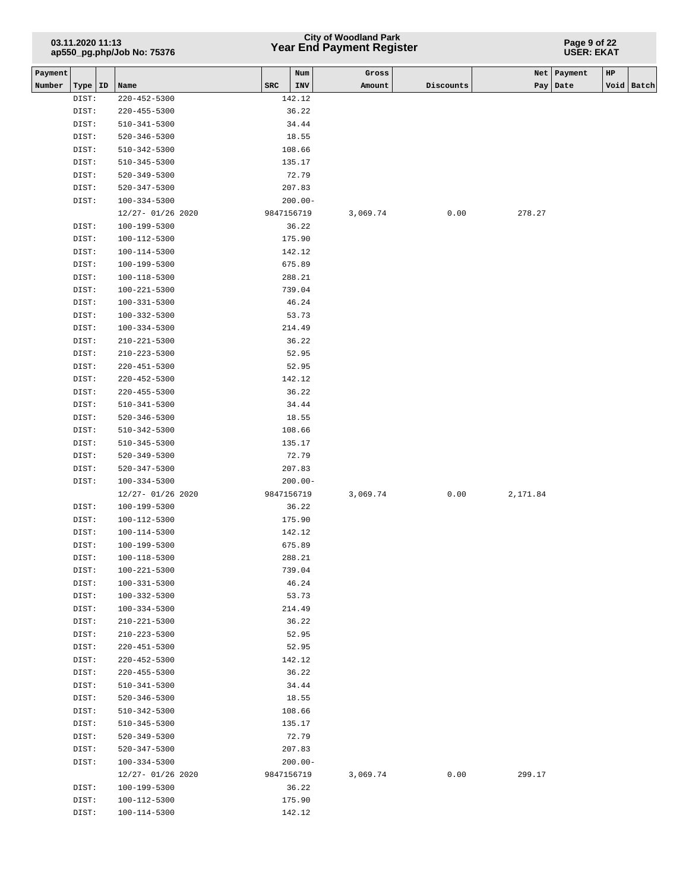| Payment Number | Type | ID | Name | SRC | Num INV | Gross Amount | Discounts | Net Pay | Payment Date | HP Void | Batch |
|---|---|---|---|---|---|---|---|---|---|---|---|
| | DIST: | | 220-452-5300 | | 142.12 | | | | | | |
| | DIST: | | 220-455-5300 | | 36.22 | | | | | | |
| | DIST: | | 510-341-5300 | | 34.44 | | | | | | |
| | DIST: | | 520-346-5300 | | 18.55 | | | | | | |
| | DIST: | | 510-342-5300 | | 108.66 | | | | | | |
| | DIST: | | 510-345-5300 | | 135.17 | | | | | | |
| | DIST: | | 520-349-5300 | | 72.79 | | | | | | |
| | DIST: | | 520-347-5300 | | 207.83 | | | | | | |
| | DIST: | | 100-334-5300 | | 200.00- | | | | | | |
| | | | 12/27- 01/26 2020 | 9847156719 | | 3,069.74 | 0.00 | 278.27 | | | |
| | DIST: | | 100-199-5300 | | 36.22 | | | | | | |
| | DIST: | | 100-112-5300 | | 175.90 | | | | | | |
| | DIST: | | 100-114-5300 | | 142.12 | | | | | | |
| | DIST: | | 100-199-5300 | | 675.89 | | | | | | |
| | DIST: | | 100-118-5300 | | 288.21 | | | | | | |
| | DIST: | | 100-221-5300 | | 739.04 | | | | | | |
| | DIST: | | 100-331-5300 | | 46.24 | | | | | | |
| | DIST: | | 100-332-5300 | | 53.73 | | | | | | |
| | DIST: | | 100-334-5300 | | 214.49 | | | | | | |
| | DIST: | | 210-221-5300 | | 36.22 | | | | | | |
| | DIST: | | 210-223-5300 | | 52.95 | | | | | | |
| | DIST: | | 220-451-5300 | | 52.95 | | | | | | |
| | DIST: | | 220-452-5300 | | 142.12 | | | | | | |
| | DIST: | | 220-455-5300 | | 36.22 | | | | | | |
| | DIST: | | 510-341-5300 | | 34.44 | | | | | | |
| | DIST: | | 520-346-5300 | | 18.55 | | | | | | |
| | DIST: | | 510-342-5300 | | 108.66 | | | | | | |
| | DIST: | | 510-345-5300 | | 135.17 | | | | | | |
| | DIST: | | 520-349-5300 | | 72.79 | | | | | | |
| | DIST: | | 520-347-5300 | | 207.83 | | | | | | |
| | DIST: | | 100-334-5300 | | 200.00- | | | | | | |
| | | | 12/27- 01/26 2020 | 9847156719 | | 3,069.74 | 0.00 | 2,171.84 | | | |
| | DIST: | | 100-199-5300 | | 36.22 | | | | | | |
| | DIST: | | 100-112-5300 | | 175.90 | | | | | | |
| | DIST: | | 100-114-5300 | | 142.12 | | | | | | |
| | DIST: | | 100-199-5300 | | 675.89 | | | | | | |
| | DIST: | | 100-118-5300 | | 288.21 | | | | | | |
| | DIST: | | 100-221-5300 | | 739.04 | | | | | | |
| | DIST: | | 100-331-5300 | | 46.24 | | | | | | |
| | DIST: | | 100-332-5300 | | 53.73 | | | | | | |
| | DIST: | | 100-334-5300 | | 214.49 | | | | | | |
| | DIST: | | 210-221-5300 | | 36.22 | | | | | | |
| | DIST: | | 210-223-5300 | | 52.95 | | | | | | |
| | DIST: | | 220-451-5300 | | 52.95 | | | | | | |
| | DIST: | | 220-452-5300 | | 142.12 | | | | | | |
| | DIST: | | 220-455-5300 | | 36.22 | | | | | | |
| | DIST: | | 510-341-5300 | | 34.44 | | | | | | |
| | DIST: | | 520-346-5300 | | 18.55 | | | | | | |
| | DIST: | | 510-342-5300 | | 108.66 | | | | | | |
| | DIST: | | 510-345-5300 | | 135.17 | | | | | | |
| | DIST: | | 520-349-5300 | | 72.79 | | | | | | |
| | DIST: | | 520-347-5300 | | 207.83 | | | | | | |
| | DIST: | | 100-334-5300 | | 200.00- | | | | | | |
| | | | 12/27- 01/26 2020 | 9847156719 | | 3,069.74 | 0.00 | 299.17 | | | |
| | DIST: | | 100-199-5300 | | 36.22 | | | | | | |
| | DIST: | | 100-112-5300 | | 175.90 | | | | | | |
| | DIST: | | 100-114-5300 | | 142.12 | | | | | | |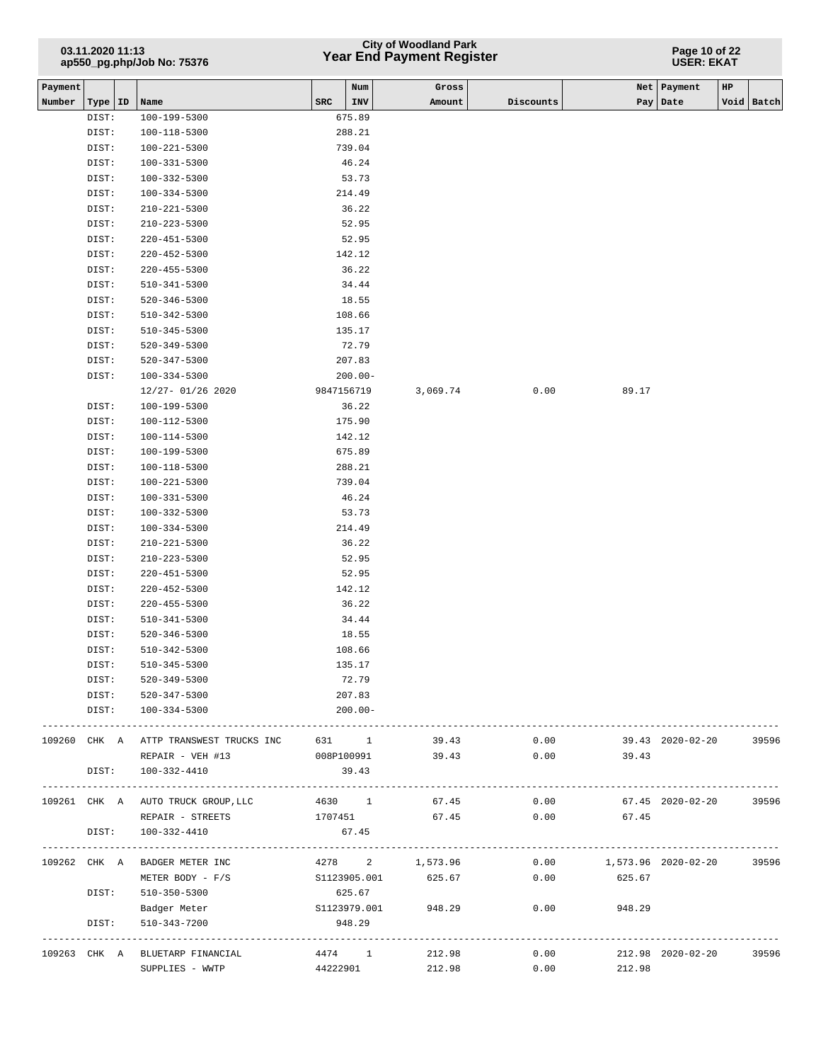# City of Woodland Park
## Year End Payment Register

03.11.2020 11:13
ap550_pg.php/Job No: 75376

| Payment Number | Type | ID | Name | SRC | Num INV | Gross Amount | Discounts | Net Pay | Payment Date | HP Void | Batch |
|---|---|---|---|---|---|---|---|---|---|---|---|
| | DIST: | | 100-199-5300 | | 675.89 | | | | | | |
| | DIST: | | 100-118-5300 | | 288.21 | | | | | | |
| | DIST: | | 100-221-5300 | | 739.04 | | | | | | |
| | DIST: | | 100-331-5300 | | 46.24 | | | | | | |
| | DIST: | | 100-332-5300 | | 53.73 | | | | | | |
| | DIST: | | 100-334-5300 | | 214.49 | | | | | | |
| | DIST: | | 210-221-5300 | | 36.22 | | | | | | |
| | DIST: | | 210-223-5300 | | 52.95 | | | | | | |
| | DIST: | | 220-451-5300 | | 52.95 | | | | | | |
| | DIST: | | 220-452-5300 | | 142.12 | | | | | | |
| | DIST: | | 220-455-5300 | | 36.22 | | | | | | |
| | DIST: | | 510-341-5300 | | 34.44 | | | | | | |
| | DIST: | | 520-346-5300 | | 18.55 | | | | | | |
| | DIST: | | 510-342-5300 | | 108.66 | | | | | | |
| | DIST: | | 510-345-5300 | | 135.17 | | | | | | |
| | DIST: | | 520-349-5300 | | 72.79 | | | | | | |
| | DIST: | | 520-347-5300 | | 207.83 | | | | | | |
| | DIST: | | 100-334-5300 | | 200.00- | | | | | | |
| | | | 12/27- 01/26 2020 | 9847156719 | | 3,069.74 | 0.00 | 89.17 | | | |
| | DIST: | | 100-199-5300 | | 36.22 | | | | | | |
| | DIST: | | 100-112-5300 | | 175.90 | | | | | | |
| | DIST: | | 100-114-5300 | | 142.12 | | | | | | |
| | DIST: | | 100-199-5300 | | 675.89 | | | | | | |
| | DIST: | | 100-118-5300 | | 288.21 | | | | | | |
| | DIST: | | 100-221-5300 | | 739.04 | | | | | | |
| | DIST: | | 100-331-5300 | | 46.24 | | | | | | |
| | DIST: | | 100-332-5300 | | 53.73 | | | | | | |
| | DIST: | | 100-334-5300 | | 214.49 | | | | | | |
| | DIST: | | 210-221-5300 | | 36.22 | | | | | | |
| | DIST: | | 210-223-5300 | | 52.95 | | | | | | |
| | DIST: | | 220-451-5300 | | 52.95 | | | | | | |
| | DIST: | | 220-452-5300 | | 142.12 | | | | | | |
| | DIST: | | 220-455-5300 | | 36.22 | | | | | | |
| | DIST: | | 510-341-5300 | | 34.44 | | | | | | |
| | DIST: | | 520-346-5300 | | 18.55 | | | | | | |
| | DIST: | | 510-342-5300 | | 108.66 | | | | | | |
| | DIST: | | 510-345-5300 | | 135.17 | | | | | | |
| | DIST: | | 520-349-5300 | | 72.79 | | | | | | |
| | DIST: | | 520-347-5300 | | 207.83 | | | | | | |
| | DIST: | | 100-334-5300 | | 200.00- | | | | | | |
| 109260 | CHK | A | ATTP TRANSWEST TRUCKS INC | 631 | 1 | 39.43 | 0.00 | 39.43 | 2020-02-20 | | 39596 |
| | | | REPAIR - VEH #13 | 008P100991 | | 39.43 | 0.00 | 39.43 | | | |
| | DIST: | | 100-332-4410 | | 39.43 | | | | | | |
| 109261 | CHK | A | AUTO TRUCK GROUP,LLC | 4630 | 1 | 67.45 | 0.00 | 67.45 | 2020-02-20 | | 39596 |
| | | | REPAIR - STREETS | 1707451 | | 67.45 | 0.00 | 67.45 | | | |
| | DIST: | | 100-332-4410 | | 67.45 | | | | | | |
| 109262 | CHK | A | BADGER METER INC | 4278 | 2 | 1,573.96 | 0.00 | 1,573.96 | 2020-02-20 | | 39596 |
| | | | METER BODY - F/S | S1123905.001 | | 625.67 | 0.00 | 625.67 | | | |
| | DIST: | | 510-350-5300 | | 625.67 | | | | | | |
| | | | Badger Meter | S1123979.001 | | 948.29 | 0.00 | 948.29 | | | |
| | DIST: | | 510-343-7200 | | 948.29 | | | | | | |
| 109263 | CHK | A | BLUETARP FINANCIAL | 4474 | 1 | 212.98 | 0.00 | 212.98 | 2020-02-20 | | 39596 |
| | | | SUPPLIES - WWTP | 44222901 | | 212.98 | 0.00 | 212.98 | | | |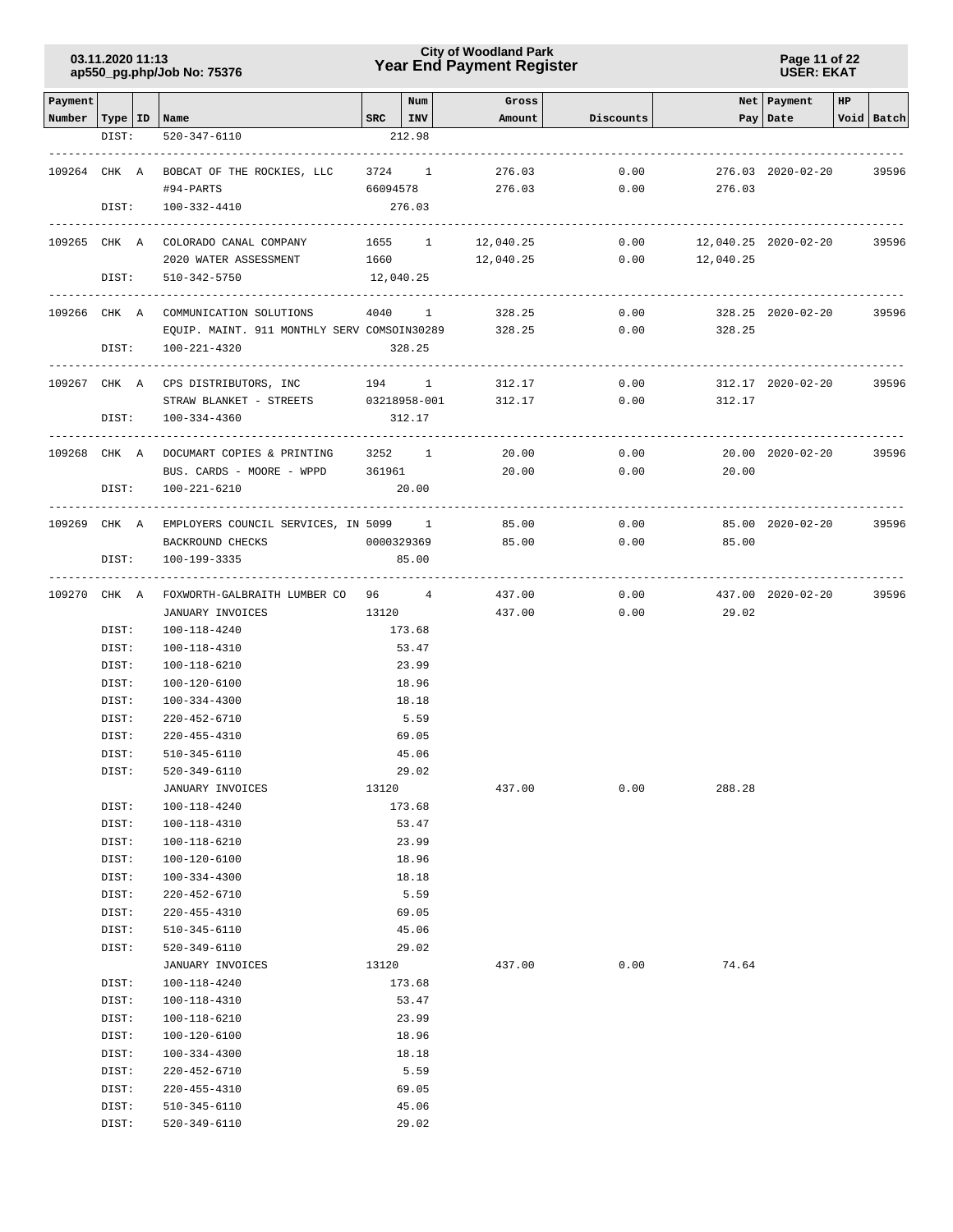| Payment Number | Type | ID | Name | SRC | Num INV | Gross Amount | Discounts | Net Pay | Payment Date | HP Void | Batch |
|---|---|---|---|---|---|---|---|---|---|---|---|
| | DIST: | | 520-347-6110 | | 212.98 | | | | | | |
| 109264 | CHK | A | BOBCAT OF THE ROCKIES, LLC | 3724 | 1 | 276.03 | 0.00 | 276.03 | 2020-02-20 | | 39596 |
| | | | #94-PARTS | 66094578 | | 276.03 | 0.00 | 276.03 | | | |
| | DIST: | | 100-332-4410 | | 276.03 | | | | | | |
| 109265 | CHK | A | COLORADO CANAL COMPANY | 1655 | 1 | 12,040.25 | 0.00 | 12,040.25 | 2020-02-20 | | 39596 |
| | | | 2020 WATER ASSESSMENT | 1660 | | 12,040.25 | 0.00 | 12,040.25 | | | |
| | DIST: | | 510-342-5750 | | 12,040.25 | | | | | | |
| 109266 | CHK | A | COMMUNICATION SOLUTIONS | 4040 | 1 | 328.25 | 0.00 | 328.25 | 2020-02-20 | | 39596 |
| | | | EQUIP. MAINT. 911 MONTHLY SERV | COMSOIN30289 | | 328.25 | 0.00 | 328.25 | | | |
| | DIST: | | 100-221-4320 | | 328.25 | | | | | | |
| 109267 | CHK | A | CPS DISTRIBUTORS, INC | 194 | 1 | 312.17 | 0.00 | 312.17 | 2020-02-20 | | 39596 |
| | | | STRAW BLANKET - STREETS | 03218958-001 | | 312.17 | 0.00 | 312.17 | | | |
| | DIST: | | 100-334-4360 | | 312.17 | | | | | | |
| 109268 | CHK | A | DOCUMART COPIES & PRINTING | 3252 | 1 | 20.00 | 0.00 | 20.00 | 2020-02-20 | | 39596 |
| | | | BUS. CARDS - MOORE - WPPD | 361961 | | 20.00 | 0.00 | 20.00 | | | |
| | DIST: | | 100-221-6210 | | 20.00 | | | | | | |
| 109269 | CHK | A | EMPLOYERS COUNCIL SERVICES, IN | 5099 | 1 | 85.00 | 0.00 | 85.00 | 2020-02-20 | | 39596 |
| | | | BACKROUND CHECKS | 0000329369 | | 85.00 | 0.00 | 85.00 | | | |
| | DIST: | | 100-199-3335 | | 85.00 | | | | | | |
| 109270 | CHK | A | FOXWORTH-GALBRAITH LUMBER CO | 96 | 4 | 437.00 | 0.00 | 437.00 | 2020-02-20 | | 39596 |
| | | | JANUARY INVOICES | 13120 | | 437.00 | 0.00 | 29.02 | | | |
| | DIST: | | 100-118-4240 | | 173.68 | | | | | | |
| | DIST: | | 100-118-4310 | | 53.47 | | | | | | |
| | DIST: | | 100-118-6210 | | 23.99 | | | | | | |
| | DIST: | | 100-120-6100 | | 18.96 | | | | | | |
| | DIST: | | 100-334-4300 | | 18.18 | | | | | | |
| | DIST: | | 220-452-6710 | | 5.59 | | | | | | |
| | DIST: | | 220-455-4310 | | 69.05 | | | | | | |
| | DIST: | | 510-345-6110 | | 45.06 | | | | | | |
| | DIST: | | 520-349-6110 | | 29.02 | | | | | | |
| | | | JANUARY INVOICES | 13120 | | 437.00 | 0.00 | 288.28 | | | |
| | DIST: | | 100-118-4240 | | 173.68 | | | | | | |
| | DIST: | | 100-118-4310 | | 53.47 | | | | | | |
| | DIST: | | 100-118-6210 | | 23.99 | | | | | | |
| | DIST: | | 100-120-6100 | | 18.96 | | | | | | |
| | DIST: | | 100-334-4300 | | 18.18 | | | | | | |
| | DIST: | | 220-452-6710 | | 5.59 | | | | | | |
| | DIST: | | 220-455-4310 | | 69.05 | | | | | | |
| | DIST: | | 510-345-6110 | | 45.06 | | | | | | |
| | DIST: | | 520-349-6110 | | 29.02 | | | | | | |
| | | | JANUARY INVOICES | 13120 | | 437.00 | 0.00 | 74.64 | | | |
| | DIST: | | 100-118-4240 | | 173.68 | | | | | | |
| | DIST: | | 100-118-4310 | | 53.47 | | | | | | |
| | DIST: | | 100-118-6210 | | 23.99 | | | | | | |
| | DIST: | | 100-120-6100 | | 18.96 | | | | | | |
| | DIST: | | 100-334-4300 | | 18.18 | | | | | | |
| | DIST: | | 220-452-6710 | | 5.59 | | | | | | |
| | DIST: | | 220-455-4310 | | 69.05 | | | | | | |
| | DIST: | | 510-345-6110 | | 45.06 | | | | | | |
| | DIST: | | 520-349-6110 | | 29.02 | | | | | | |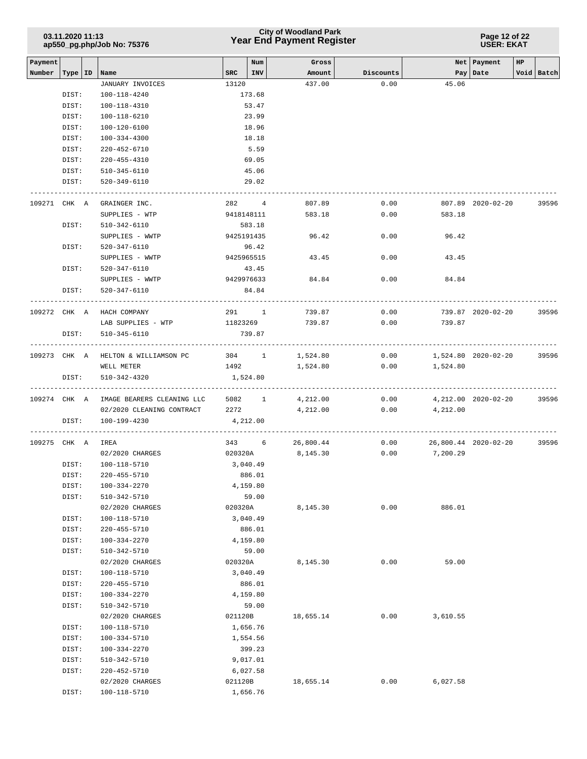| Payment Number | Type | ID | Name | SRC | Num INV | Gross Amount | Discounts | Net Pay | Payment Date | HP | Void | Batch |
|---|---|---|---|---|---|---|---|---|---|---|---|---|
| | | | JANUARY INVOICES | 13120 | | 437.00 | 0.00 | 45.06 | | | | |
| | DIST: | | 100-118-4240 | | 173.68 | | | | | | | |
| | DIST: | | 100-118-4310 | | 53.47 | | | | | | | |
| | DIST: | | 100-118-6210 | | 23.99 | | | | | | | |
| | DIST: | | 100-120-6100 | | 18.96 | | | | | | | |
| | DIST: | | 100-334-4300 | | 18.18 | | | | | | | |
| | DIST: | | 220-452-6710 | | 5.59 | | | | | | | |
| | DIST: | | 220-455-4310 | | 69.05 | | | | | | | |
| | DIST: | | 510-345-6110 | | 45.06 | | | | | | | |
| | DIST: | | 520-349-6110 | | 29.02 | | | | | | | |
| 109271 | CHK | A | GRAINGER INC. | 282 | 4 | 807.89 | 0.00 | 807.89 | 2020-02-20 | | | 39596 |
| | | | SUPPLIES - WTP | 9418148111 | | 583.18 | 0.00 | 583.18 | | | | |
| | DIST: | | 510-342-6110 | | 583.18 | | | | | | | |
| | | | SUPPLIES - WWTP | 9425191435 | | 96.42 | 0.00 | 96.42 | | | | |
| | DIST: | | 520-347-6110 | | 96.42 | | | | | | | |
| | | | SUPPLIES - WWTP | 9425965515 | | 43.45 | 0.00 | 43.45 | | | | |
| | DIST: | | 520-347-6110 | | 43.45 | | | | | | | |
| | | | SUPPLIES - WWTP | 9429976633 | | 84.84 | 0.00 | 84.84 | | | | |
| | DIST: | | 520-347-6110 | | 84.84 | | | | | | | |
| 109272 | CHK | A | HACH COMPANY | 291 | 1 | 739.87 | 0.00 | 739.87 | 2020-02-20 | | | 39596 |
| | | | LAB SUPPLIES - WTP | 11823269 | | 739.87 | 0.00 | 739.87 | | | | |
| | DIST: | | 510-345-6110 | | 739.87 | | | | | | | |
| 109273 | CHK | A | HELTON & WILLIAMSON PC | 304 | 1 | 1,524.80 | 0.00 | 1,524.80 | 2020-02-20 | | | 39596 |
| | | | WELL METER | 1492 | | 1,524.80 | 0.00 | 1,524.80 | | | | |
| | DIST: | | 510-342-4320 | | 1,524.80 | | | | | | | |
| 109274 | CHK | A | IMAGE BEARERS CLEANING LLC | 5082 | 1 | 4,212.00 | 0.00 | 4,212.00 | 2020-02-20 | | | 39596 |
| | | | 02/2020 CLEANING CONTRACT | 2272 | | 4,212.00 | 0.00 | 4,212.00 | | | | |
| | DIST: | | 100-199-4230 | | 4,212.00 | | | | | | | |
| 109275 | CHK | A | IREA | 343 | 6 | 26,800.44 | 0.00 | 26,800.44 | 2020-02-20 | | | 39596 |
| | | | 02/2020 CHARGES | 020320A | | 8,145.30 | 0.00 | 7,200.29 | | | | |
| | DIST: | | 100-118-5710 | | 3,040.49 | | | | | | | |
| | DIST: | | 220-455-5710 | | 886.01 | | | | | | | |
| | DIST: | | 100-334-2270 | | 4,159.80 | | | | | | | |
| | DIST: | | 510-342-5710 | | 59.00 | | | | | | | |
| | | | 02/2020 CHARGES | 020320A | | 8,145.30 | 0.00 | 886.01 | | | | |
| | DIST: | | 100-118-5710 | | 3,040.49 | | | | | | | |
| | DIST: | | 220-455-5710 | | 886.01 | | | | | | | |
| | DIST: | | 100-334-2270 | | 4,159.80 | | | | | | | |
| | DIST: | | 510-342-5710 | | 59.00 | | | | | | | |
| | | | 02/2020 CHARGES | 020320A | | 8,145.30 | 0.00 | 59.00 | | | | |
| | DIST: | | 100-118-5710 | | 3,040.49 | | | | | | | |
| | DIST: | | 220-455-5710 | | 886.01 | | | | | | | |
| | DIST: | | 100-334-2270 | | 4,159.80 | | | | | | | |
| | DIST: | | 510-342-5710 | | 59.00 | | | | | | | |
| | | | 02/2020 CHARGES | 021120B | | 18,655.14 | 0.00 | 3,610.55 | | | | |
| | DIST: | | 100-118-5710 | | 1,656.76 | | | | | | | |
| | DIST: | | 100-334-5710 | | 1,554.56 | | | | | | | |
| | DIST: | | 100-334-2270 | | 399.23 | | | | | | | |
| | DIST: | | 510-342-5710 | | 9,017.01 | | | | | | | |
| | DIST: | | 220-452-5710 | | 6,027.58 | | | | | | | |
| | | | 02/2020 CHARGES | 021120B | | 18,655.14 | 0.00 | 6,027.58 | | | | |
| | DIST: | | 100-118-5710 | | 1,656.76 | | | | | | | |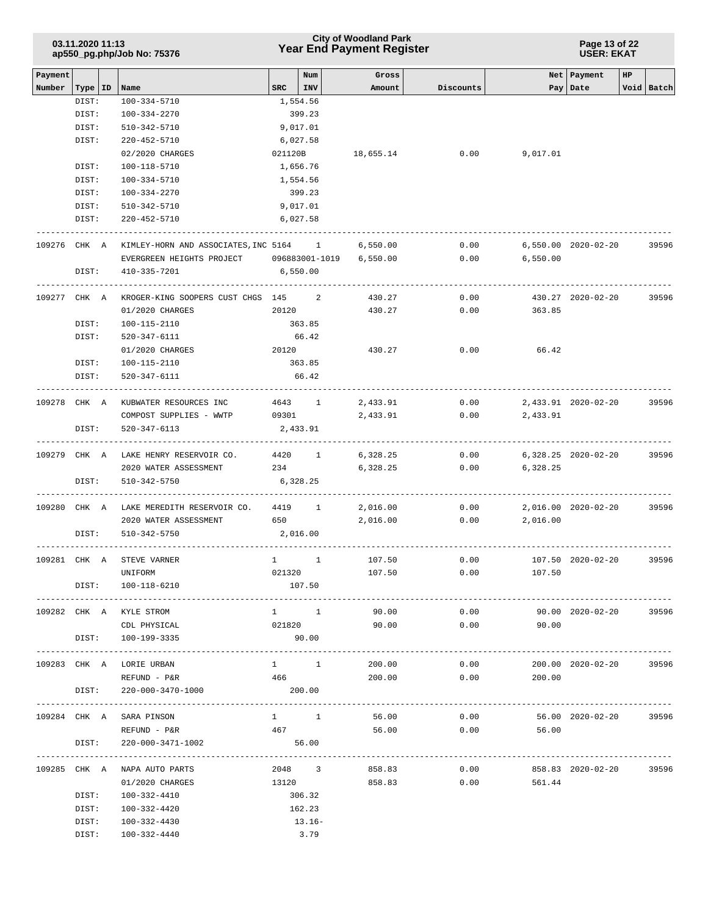| Payment Number | Type | ID | Name | SRC | Num INV | Gross Amount | Discounts | Net Pay | Payment Date | HP | Void | Batch |
|---|---|---|---|---|---|---|---|---|---|---|---|---|
| | DIST: | | 100-334-5710 | 1,554.56 | | | | | | | | |
| | DIST: | | 100-334-2270 | 399.23 | | | | | | | | |
| | DIST: | | 510-342-5710 | 9,017.01 | | | | | | | | |
| | DIST: | | 220-452-5710 | 6,027.58 | | | | | | | | |
| | | | 02/2020 CHARGES | 021120B | | 18,655.14 | 0.00 | 9,017.01 | | | | |
| | DIST: | | 100-118-5710 | 1,656.76 | | | | | | | | |
| | DIST: | | 100-334-5710 | 1,554.56 | | | | | | | | |
| | DIST: | | 100-334-2270 | 399.23 | | | | | | | | |
| | DIST: | | 510-342-5710 | 9,017.01 | | | | | | | | |
| | DIST: | | 220-452-5710 | 6,027.58 | | | | | | | | |
| 109276 | CHK | A | KIMLEY-HORN AND ASSOCIATES,INC | 5164 | 1 | 6,550.00 | 0.00 | 6,550.00 | 2020-02-20 | | | 39596 |
| | | | EVERGREEN HEIGHTS PROJECT | 096883001-1019 | | 6,550.00 | 0.00 | 6,550.00 | | | | |
| | DIST: | | 410-335-7201 | 6,550.00 | | | | | | | | |
| 109277 | CHK | A | KROGER-KING SOOPERS CUST CHGS | 145 | 2 | 430.27 | 0.00 | 430.27 | 2020-02-20 | | | 39596 |
| | | | 01/2020 CHARGES | 20120 | | 430.27 | 0.00 | 363.85 | | | | |
| | DIST: | | 100-115-2110 | 363.85 | | | | | | | | |
| | DIST: | | 520-347-6111 | 66.42 | | | | | | | | |
| | | | 01/2020 CHARGES | 20120 | | 430.27 | 0.00 | 66.42 | | | | |
| | DIST: | | 100-115-2110 | 363.85 | | | | | | | | |
| | DIST: | | 520-347-6111 | 66.42 | | | | | | | | |
| 109278 | CHK | A | KUBWATER RESOURCES INC | 4643 | 1 | 2,433.91 | 0.00 | 2,433.91 | 2020-02-20 | | | 39596 |
| | | | COMPOST SUPPLIES - WWTP | 09301 | | 2,433.91 | 0.00 | 2,433.91 | | | | |
| | DIST: | | 520-347-6113 | 2,433.91 | | | | | | | | |
| 109279 | CHK | A | LAKE HENRY RESERVOIR CO. | 4420 | 1 | 6,328.25 | 0.00 | 6,328.25 | 2020-02-20 | | | 39596 |
| | | | 2020 WATER ASSESSMENT | 234 | | 6,328.25 | 0.00 | 6,328.25 | | | | |
| | DIST: | | 510-342-5750 | 6,328.25 | | | | | | | | |
| 109280 | CHK | A | LAKE MEREDITH RESERVOIR CO. | 4419 | 1 | 2,016.00 | 0.00 | 2,016.00 | 2020-02-20 | | | 39596 |
| | | | 2020 WATER ASSESSMENT | 650 | | 2,016.00 | 0.00 | 2,016.00 | | | | |
| | DIST: | | 510-342-5750 | 2,016.00 | | | | | | | | |
| 109281 | CHK | A | STEVE VARNER | 1 | 1 | 107.50 | 0.00 | 107.50 | 2020-02-20 | | | 39596 |
| | | | UNIFORM | 021320 | | 107.50 | 0.00 | 107.50 | | | | |
| | DIST: | | 100-118-6210 | 107.50 | | | | | | | | |
| 109282 | CHK | A | KYLE STROM | 1 | 1 | 90.00 | 0.00 | 90.00 | 2020-02-20 | | | 39596 |
| | | | CDL PHYSICAL | 021820 | | 90.00 | 0.00 | 90.00 | | | | |
| | DIST: | | 100-199-3335 | 90.00 | | | | | | | | |
| 109283 | CHK | A | LORIE URBAN | 1 | 1 | 200.00 | 0.00 | 200.00 | 2020-02-20 | | | 39596 |
| | | | REFUND - P&R | 466 | | 200.00 | 0.00 | 200.00 | | | | |
| | DIST: | | 220-000-3470-1000 | 200.00 | | | | | | | | |
| 109284 | CHK | A | SARA PINSON | 1 | 1 | 56.00 | 0.00 | 56.00 | 2020-02-20 | | | 39596 |
| | | | REFUND - P&R | 467 | | 56.00 | 0.00 | 56.00 | | | | |
| | DIST: | | 220-000-3471-1002 | 56.00 | | | | | | | | |
| 109285 | CHK | A | NAPA AUTO PARTS | 2048 | 3 | 858.83 | 0.00 | 858.83 | 2020-02-20 | | | 39596 |
| | | | 01/2020 CHARGES | 13120 | | 858.83 | 0.00 | 561.44 | | | | |
| | DIST: | | 100-332-4410 | 306.32 | | | | | | | | |
| | DIST: | | 100-332-4420 | 162.23 | | | | | | | | |
| | DIST: | | 100-332-4430 | 13.16- | | | | | | | | |
| | DIST: | | 100-332-4440 | 3.79 | | | | | | | | |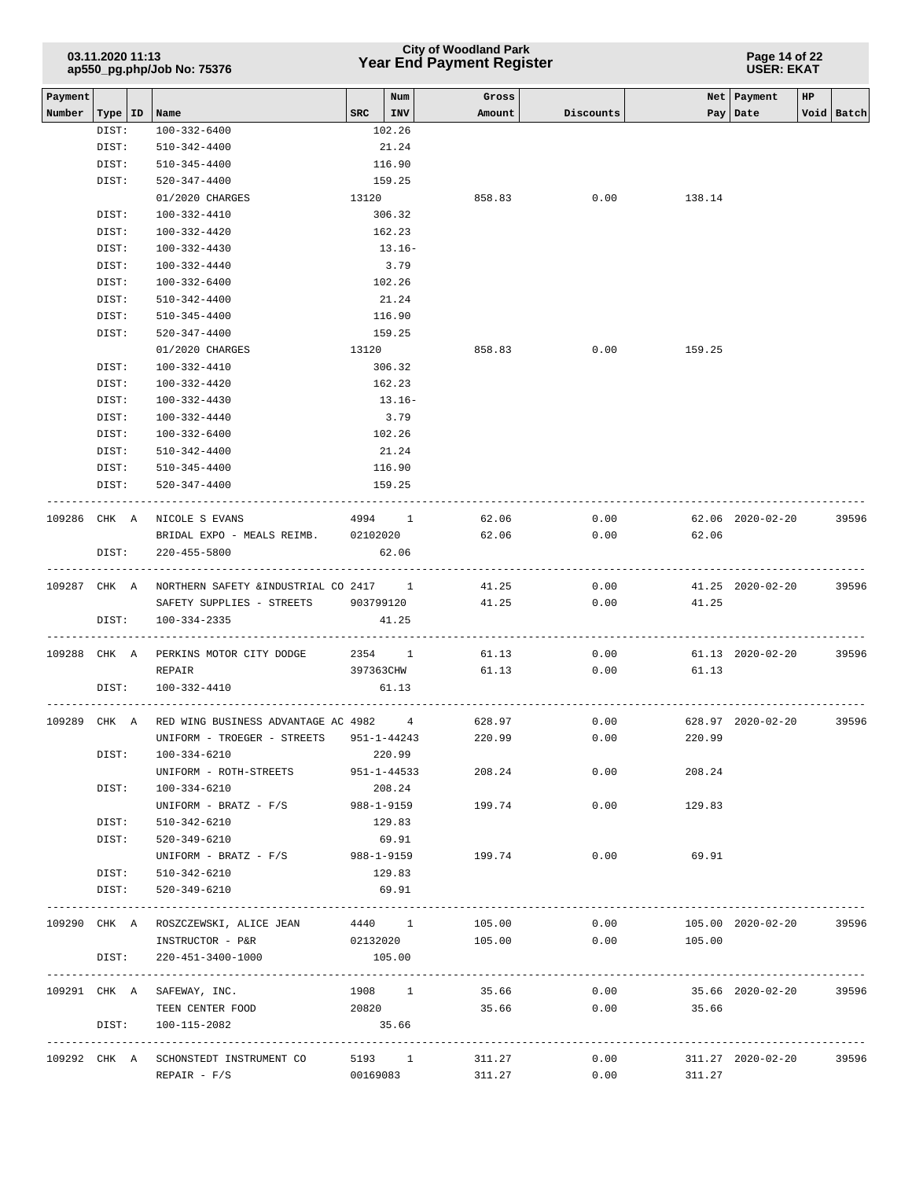| Payment Number | Type | ID | Name | SRC | Num INV | Gross Amount | Discounts | Net Pay | Payment Date | HP Void | Batch |
|---|---|---|---|---|---|---|---|---|---|---|---|
| | DIST: | | 100-332-6400 | | 102.26 | | | | | | |
| | DIST: | | 510-342-4400 | | 21.24 | | | | | | |
| | DIST: | | 510-345-4400 | | 116.90 | | | | | | |
| | DIST: | | 520-347-4400 | | 159.25 | | | | | | |
| | | | 01/2020 CHARGES | 13120 | | 858.83 | 0.00 | 138.14 | | | |
| | DIST: | | 100-332-4410 | | 306.32 | | | | | | |
| | DIST: | | 100-332-4420 | | 162.23 | | | | | | |
| | DIST: | | 100-332-4430 | | 13.16- | | | | | | |
| | DIST: | | 100-332-4440 | | 3.79 | | | | | | |
| | DIST: | | 100-332-6400 | | 102.26 | | | | | | |
| | DIST: | | 510-342-4400 | | 21.24 | | | | | | |
| | DIST: | | 510-345-4400 | | 116.90 | | | | | | |
| | DIST: | | 520-347-4400 | | 159.25 | | | | | | |
| | | | 01/2020 CHARGES | 13120 | | 858.83 | 0.00 | 159.25 | | | |
| | DIST: | | 100-332-4410 | | 306.32 | | | | | | |
| | DIST: | | 100-332-4420 | | 162.23 | | | | | | |
| | DIST: | | 100-332-4430 | | 13.16- | | | | | | |
| | DIST: | | 100-332-4440 | | 3.79 | | | | | | |
| | DIST: | | 100-332-6400 | | 102.26 | | | | | | |
| | DIST: | | 510-342-4400 | | 21.24 | | | | | | |
| | DIST: | | 510-345-4400 | | 116.90 | | | | | | |
| | DIST: | | 520-347-4400 | | 159.25 | | | | | | |
| 109286 | CHK | A | NICOLE S EVANS | 4994 | 1 | 62.06 | 0.00 | 62.06 | 2020-02-20 | | 39596 |
| | | | BRIDAL EXPO - MEALS REIMB. | 02102020 | | 62.06 | 0.00 | 62.06 | | | |
| | DIST: | | 220-455-5800 | | 62.06 | | | | | | |
| 109287 | CHK | A | NORTHERN SAFETY &INDUSTRIAL CO | 2417 | 1 | 41.25 | 0.00 | 41.25 | 2020-02-20 | | 39596 |
| | | | SAFETY SUPPLIES - STREETS | 903799120 | | 41.25 | 0.00 | 41.25 | | | |
| | DIST: | | 100-334-2335 | | 41.25 | | | | | | |
| 109288 | CHK | A | PERKINS MOTOR CITY DODGE | 2354 | 1 | 61.13 | 0.00 | 61.13 | 2020-02-20 | | 39596 |
| | | | REPAIR | 397363CHW | | 61.13 | 0.00 | 61.13 | | | |
| | DIST: | | 100-332-4410 | | 61.13 | | | | | | |
| 109289 | CHK | A | RED WING BUSINESS ADVANTAGE AC | 4982 | 4 | 628.97 | 0.00 | 628.97 | 2020-02-20 | | 39596 |
| | | | UNIFORM - TROEGER - STREETS | 951-1-44243 | | 220.99 | 0.00 | 220.99 | | | |
| | DIST: | | 100-334-6210 | | 220.99 | | | | | | |
| | | | UNIFORM - ROTH-STREETS | 951-1-44533 | | 208.24 | 0.00 | 208.24 | | | |
| | DIST: | | 100-334-6210 | | 208.24 | | | | | | |
| | | | UNIFORM - BRATZ - F/S | 988-1-9159 | | 199.74 | 0.00 | 129.83 | | | |
| | DIST: | | 510-342-6210 | | 129.83 | | | | | | |
| | DIST: | | 520-349-6210 | | 69.91 | | | | | | |
| | | | UNIFORM - BRATZ - F/S | 988-1-9159 | | 199.74 | 0.00 | 69.91 | | | |
| | DIST: | | 510-342-6210 | | 129.83 | | | | | | |
| | DIST: | | 520-349-6210 | | 69.91 | | | | | | |
| 109290 | CHK | A | ROSZCZEWSKI, ALICE JEAN | 4440 | 1 | 105.00 | 0.00 | 105.00 | 2020-02-20 | | 39596 |
| | | | INSTRUCTOR - P&R | 02132020 | | 105.00 | 0.00 | 105.00 | | | |
| | DIST: | | 220-451-3400-1000 | | 105.00 | | | | | | |
| 109291 | CHK | A | SAFEWAY, INC. | 1908 | 1 | 35.66 | 0.00 | 35.66 | 2020-02-20 | | 39596 |
| | | | TEEN CENTER FOOD | 20820 | | 35.66 | 0.00 | 35.66 | | | |
| | DIST: | | 100-115-2082 | | 35.66 | | | | | | |
| 109292 | CHK | A | SCHONSTEDT INSTRUMENT CO | 5193 | 1 | 311.27 | 0.00 | 311.27 | 2020-02-20 | | 39596 |
| | | | REPAIR - F/S | 00169083 | | 311.27 | 0.00 | 311.27 | | | |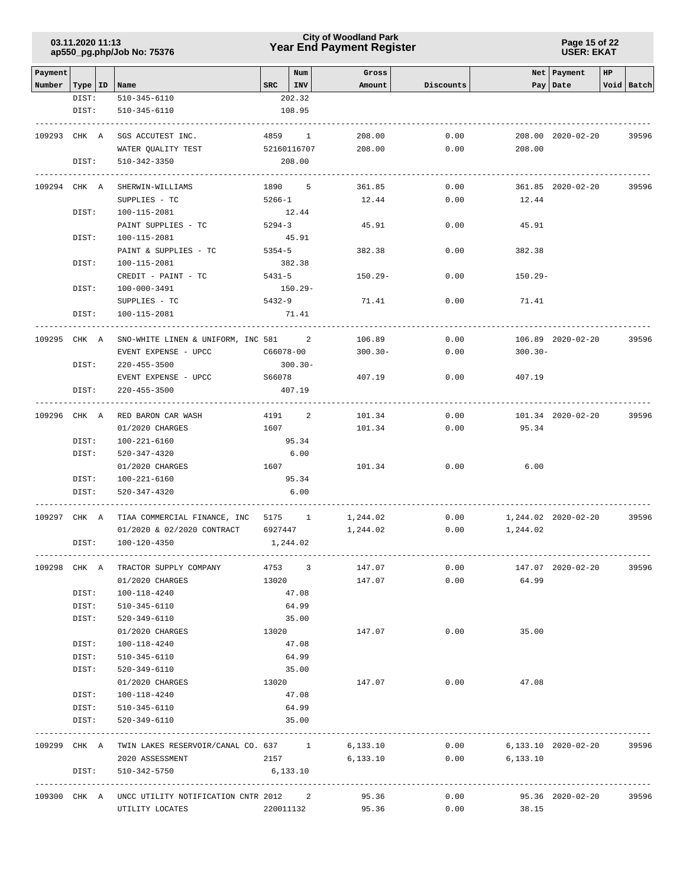| Payment Number | Type | ID | Name | SRC | Num INV | Gross Amount | Discounts | Net Pay | Payment Date | HP Void | Batch |
|---|---|---|---|---|---|---|---|---|---|---|---|
| | DIST: | | 510-345-6110 | | 202.32 | | | | | | |
| | DIST: | | 510-345-6110 | | 108.95 | | | | | | |
| 109293 | CHK | A | SGS ACCUTEST INC. | 4859 | 1 | 208.00 | 0.00 | 208.00 | 2020-02-20 | | 39596 |
| | | | WATER QUALITY TEST | 52160116707 | | 208.00 | 0.00 | 208.00 | | | |
| | DIST: | | 510-342-3350 | | 208.00 | | | | | | |
| 109294 | CHK | A | SHERWIN-WILLIAMS | 1890 | 5 | 361.85 | 0.00 | 361.85 | 2020-02-20 | | 39596 |
| | | | SUPPLIES - TC | 5266-1 | | 12.44 | 0.00 | 12.44 | | | |
| | DIST: | | 100-115-2081 | | 12.44 | | | | | | |
| | | | PAINT SUPPLIES - TC | 5294-3 | | 45.91 | 0.00 | 45.91 | | | |
| | DIST: | | 100-115-2081 | | 45.91 | | | | | | |
| | | | PAINT & SUPPLIES - TC | 5354-5 | | 382.38 | 0.00 | 382.38 | | | |
| | DIST: | | 100-115-2081 | | 382.38 | | | | | | |
| | | | CREDIT - PAINT - TC | 5431-5 | | 150.29- | 0.00 | 150.29- | | | |
| | DIST: | | 100-000-3491 | | 150.29- | | | | | | |
| | | | SUPPLIES - TC | 5432-9 | | 71.41 | 0.00 | 71.41 | | | |
| | DIST: | | 100-115-2081 | | 71.41 | | | | | | |
| 109295 | CHK | A | SNO-WHITE LINEN & UNIFORM, INC | 581 | 2 | 106.89 | 0.00 | 106.89 | 2020-02-20 | | 39596 |
| | | | EVENT EXPENSE - UPCC | C66078-00 | | 300.30- | 0.00 | 300.30- | | | |
| | DIST: | | 220-455-3500 | | 300.30- | | | | | | |
| | | | EVENT EXPENSE - UPCC | S66078 | | 407.19 | 0.00 | 407.19 | | | |
| | DIST: | | 220-455-3500 | | 407.19 | | | | | | |
| 109296 | CHK | A | RED BARON CAR WASH | 4191 | 2 | 101.34 | 0.00 | 101.34 | 2020-02-20 | | 39596 |
| | | | 01/2020 CHARGES | 1607 | | 101.34 | 0.00 | 95.34 | | | |
| | DIST: | | 100-221-6160 | | 95.34 | | | | | | |
| | DIST: | | 520-347-4320 | | 6.00 | | | | | | |
| | | | 01/2020 CHARGES | 1607 | | 101.34 | 0.00 | 6.00 | | | |
| | DIST: | | 100-221-6160 | | 95.34 | | | | | | |
| | DIST: | | 520-347-4320 | | 6.00 | | | | | | |
| 109297 | CHK | A | TIAA COMMERCIAL FINANCE, INC | 5175 | 1 | 1,244.02 | 0.00 | 1,244.02 | 2020-02-20 | | 39596 |
| | | | 01/2020 & 02/2020 CONTRACT | 6927447 | | 1,244.02 | 0.00 | 1,244.02 | | | |
| | DIST: | | 100-120-4350 | | 1,244.02 | | | | | | |
| 109298 | CHK | A | TRACTOR SUPPLY COMPANY | 4753 | 3 | 147.07 | 0.00 | 147.07 | 2020-02-20 | | 39596 |
| | | | 01/2020 CHARGES | 13020 | | 147.07 | 0.00 | 64.99 | | | |
| | DIST: | | 100-118-4240 | | 47.08 | | | | | | |
| | DIST: | | 510-345-6110 | | 64.99 | | | | | | |
| | DIST: | | 520-349-6110 | | 35.00 | | | | | | |
| | | | 01/2020 CHARGES | 13020 | | 147.07 | 0.00 | 35.00 | | | |
| | DIST: | | 100-118-4240 | | 47.08 | | | | | | |
| | DIST: | | 510-345-6110 | | 64.99 | | | | | | |
| | DIST: | | 520-349-6110 | | 35.00 | | | | | | |
| | | | 01/2020 CHARGES | 13020 | | 147.07 | 0.00 | 47.08 | | | |
| | DIST: | | 100-118-4240 | | 47.08 | | | | | | |
| | DIST: | | 510-345-6110 | | 64.99 | | | | | | |
| | DIST: | | 520-349-6110 | | 35.00 | | | | | | |
| 109299 | CHK | A | TWIN LAKES RESERVOIR/CANAL CO. | 637 | 1 | 6,133.10 | 0.00 | 6,133.10 | 2020-02-20 | | 39596 |
| | | | 2020 ASSESSMENT | 2157 | | 6,133.10 | 0.00 | 6,133.10 | | | |
| | DIST: | | 510-342-5750 | | 6,133.10 | | | | | | |
| 109300 | CHK | A | UNCC UTILITY NOTIFICATION CNTR | 2012 | 2 | 95.36 | 0.00 | 95.36 | 2020-02-20 | | 39596 |
| | | | UTILITY LOCATES | 220011132 | | 95.36 | 0.00 | 38.15 | | | |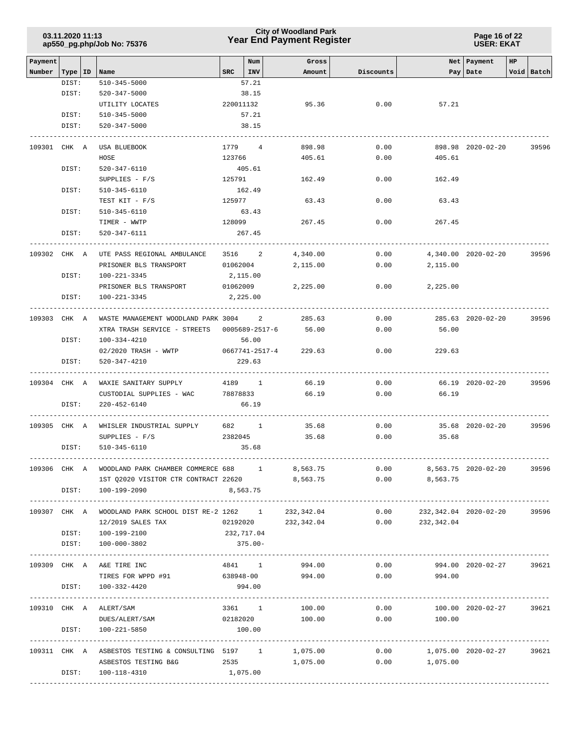| Payment Number | Type | ID | Name | SRC | Num INV | Gross Amount | Discounts | Net Pay | Payment Date | HP Void | Batch |
|---|---|---|---|---|---|---|---|---|---|---|---|
| | DIST: | | 510-345-5000 | | 57.21 | | | | | | |
| | DIST: | | 520-347-5000 | | 38.15 | | | | | | |
| | | | UTILITY LOCATES | 220011132 | | 95.36 | 0.00 | 57.21 | | | |
| | DIST: | | 510-345-5000 | | 57.21 | | | | | | |
| | DIST: | | 520-347-5000 | | 38.15 | | | | | | |
| 109301 | CHK | A | USA BLUEBOOK | 1779 | 4 | 898.98 | 0.00 | 898.98 | 2020-02-20 | | 39596 |
| | | | HOSE | 123766 | | 405.61 | 0.00 | 405.61 | | | |
| | DIST: | | 520-347-6110 | | 405.61 | | | | | | |
| | | | SUPPLIES - F/S | 125791 | | 162.49 | 0.00 | 162.49 | | | |
| | DIST: | | 510-345-6110 | | 162.49 | | | | | | |
| | | | TEST KIT - F/S | 125977 | | 63.43 | 0.00 | 63.43 | | | |
| | DIST: | | 510-345-6110 | | 63.43 | | | | | | |
| | | | TIMER - WWTP | 128099 | | 267.45 | 0.00 | 267.45 | | | |
| | DIST: | | 520-347-6111 | | 267.45 | | | | | | |
| 109302 | CHK | A | UTE PASS REGIONAL AMBULANCE | 3516 | 2 | 4,340.00 | 0.00 | 4,340.00 | 2020-02-20 | | 39596 |
| | | | PRISONER BLS TRANSPORT | 01062004 | | 2,115.00 | 0.00 | 2,115.00 | | | |
| | DIST: | | 100-221-3345 | | 2,115.00 | | | | | | |
| | | | PRISONER BLS TRANSPORT | 01062009 | | 2,225.00 | 0.00 | 2,225.00 | | | |
| | DIST: | | 100-221-3345 | | 2,225.00 | | | | | | |
| 109303 | CHK | A | WASTE MANAGEMENT WOODLAND PARK | 3004 | 2 | 285.63 | 0.00 | 285.63 | 2020-02-20 | | 39596 |
| | | | XTRA TRASH SERVICE - STREETS | 0005689-2517-6 | | 56.00 | 0.00 | 56.00 | | | |
| | DIST: | | 100-334-4210 | | 56.00 | | | | | | |
| | | | 02/2020 TRASH - WWTP | 0667741-2517-4 | | 229.63 | 0.00 | 229.63 | | | |
| | DIST: | | 520-347-4210 | | 229.63 | | | | | | |
| 109304 | CHK | A | WAXIE SANITARY SUPPLY | 4189 | 1 | 66.19 | 0.00 | 66.19 | 2020-02-20 | | 39596 |
| | | | CUSTODIAL SUPPLIES - WAC | 78878833 | | 66.19 | 0.00 | 66.19 | | | |
| | DIST: | | 220-452-6140 | | 66.19 | | | | | | |
| 109305 | CHK | A | WHISLER INDUSTRIAL SUPPLY | 682 | 1 | 35.68 | 0.00 | 35.68 | 2020-02-20 | | 39596 |
| | | | SUPPLIES - F/S | 2382045 | | 35.68 | 0.00 | 35.68 | | | |
| | DIST: | | 510-345-6110 | | 35.68 | | | | | | |
| 109306 | CHK | A | WOODLAND PARK CHAMBER COMMERCE | 688 | 1 | 8,563.75 | 0.00 | 8,563.75 | 2020-02-20 | | 39596 |
| | | | 1ST Q2020 VISITOR CTR CONTRACT | 22620 | | 8,563.75 | 0.00 | 8,563.75 | | | |
| | DIST: | | 100-199-2090 | | 8,563.75 | | | | | | |
| 109307 | CHK | A | WOODLAND PARK SCHOOL DIST RE-2 | 1262 | 1 | 232,342.04 | 0.00 | 232,342.04 | 2020-02-20 | | 39596 |
| | | | 12/2019 SALES TAX | 02192020 | | 232,342.04 | 0.00 | 232,342.04 | | | |
| | DIST: | | 100-199-2100 | | 232,717.04 | | | | | | |
| | DIST: | | 100-000-3802 | | 375.00- | | | | | | |
| 109309 | CHK | A | A&E TIRE INC | 4841 | 1 | 994.00 | 0.00 | 994.00 | 2020-02-27 | | 39621 |
| | | | TIRES FOR WPPD #91 | 638948-00 | | 994.00 | 0.00 | 994.00 | | | |
| | DIST: | | 100-332-4420 | | 994.00 | | | | | | |
| 109310 | CHK | A | ALERT/SAM | 3361 | 1 | 100.00 | 0.00 | 100.00 | 2020-02-27 | | 39621 |
| | | | DUES/ALERT/SAM | 02182020 | | 100.00 | 0.00 | 100.00 | | | |
| | DIST: | | 100-221-5850 | | 100.00 | | | | | | |
| 109311 | CHK | A | ASBESTOS TESTING & CONSULTING | 5197 | 1 | 1,075.00 | 0.00 | 1,075.00 | 2020-02-27 | | 39621 |
| | | | ASBESTOS TESTING B&G | 2535 | | 1,075.00 | 0.00 | 1,075.00 | | | |
| | DIST: | | 100-118-4310 | | 1,075.00 | | | | | | |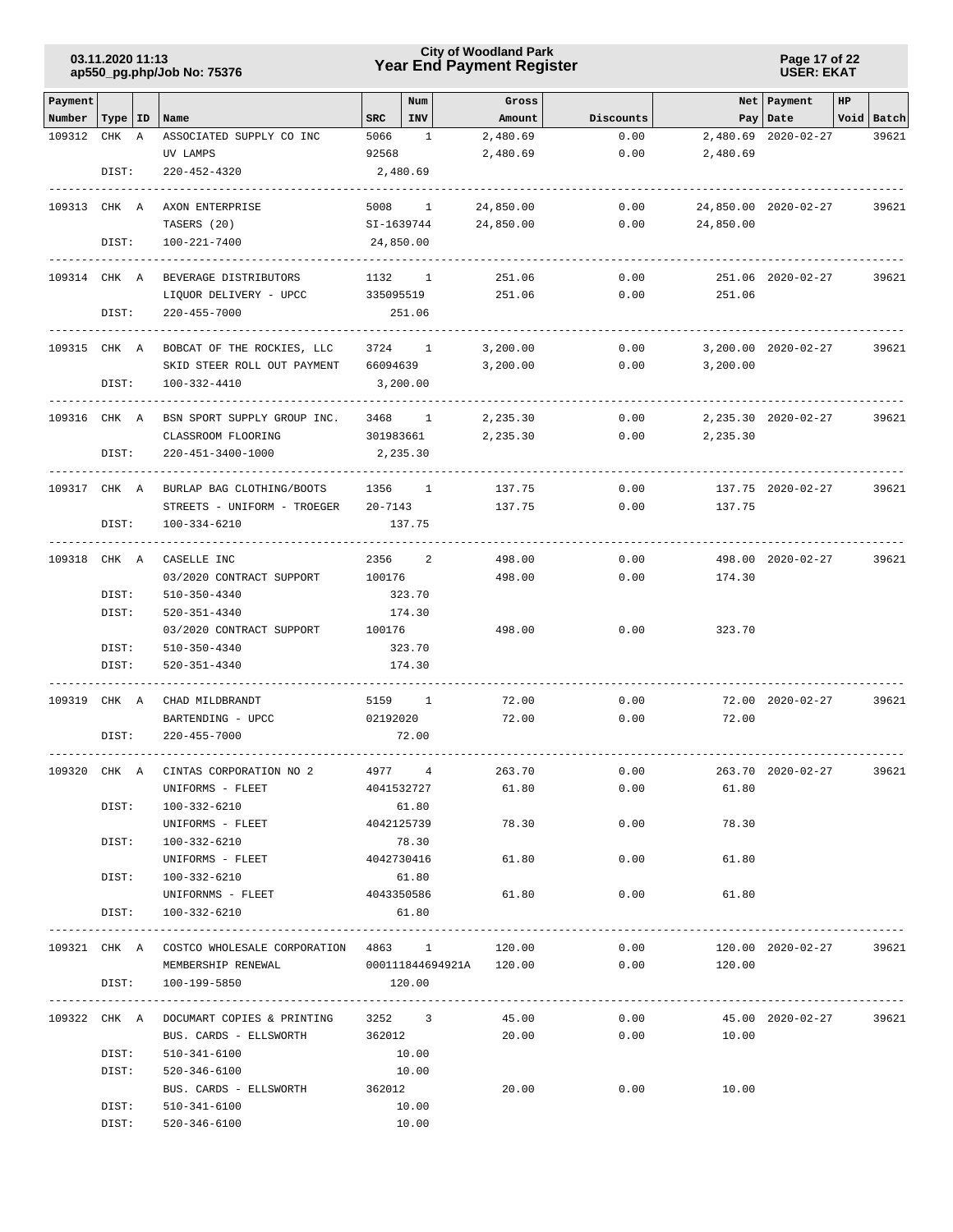| Payment Number | Type | ID | Name | SRC | Num INV | Gross Amount | Discounts | Net Pay | Payment Date | HP Void | Batch |
|---|---|---|---|---|---|---|---|---|---|---|---|
| 109312 | CHK | A | ASSOCIATED SUPPLY CO INC | 5066 | 1 | 2,480.69 | 0.00 | 2,480.69 | 2020-02-27 | | 39621 |
| | | | UV LAMPS | 92568 | | 2,480.69 | 0.00 | 2,480.69 | | | |
| | DIST: | | 220-452-4320 | 2,480.69 | | | | | | | |
| 109313 | CHK | A | AXON ENTERPRISE | 5008 | 1 | 24,850.00 | 0.00 | 24,850.00 | 2020-02-27 | | 39621 |
| | | | TASERS (20) | SI-1639744 | | 24,850.00 | 0.00 | 24,850.00 | | | |
| | DIST: | | 100-221-7400 | 24,850.00 | | | | | | | |
| 109314 | CHK | A | BEVERAGE DISTRIBUTORS | 1132 | 1 | 251.06 | 0.00 | 251.06 | 2020-02-27 | | 39621 |
| | | | LIQUOR DELIVERY - UPCC | 335095519 | | 251.06 | 0.00 | 251.06 | | | |
| | DIST: | | 220-455-7000 | 251.06 | | | | | | | |
| 109315 | CHK | A | BOBCAT OF THE ROCKIES, LLC | 3724 | 1 | 3,200.00 | 0.00 | 3,200.00 | 2020-02-27 | | 39621 |
| | | | SKID STEER ROLL OUT PAYMENT | 66094639 | | 3,200.00 | 0.00 | 3,200.00 | | | |
| | DIST: | | 100-332-4410 | 3,200.00 | | | | | | | |
| 109316 | CHK | A | BSN SPORT SUPPLY GROUP INC. | 3468 | 1 | 2,235.30 | 0.00 | 2,235.30 | 2020-02-27 | | 39621 |
| | | | CLASSROOM FLOORING | 301983661 | | 2,235.30 | 0.00 | 2,235.30 | | | |
| | DIST: | | 220-451-3400-1000 | 2,235.30 | | | | | | | |
| 109317 | CHK | A | BURLAP BAG CLOTHING/BOOTS | 1356 | 1 | 137.75 | 0.00 | 137.75 | 2020-02-27 | | 39621 |
| | | | STREETS - UNIFORM - TROEGER | 20-7143 | | 137.75 | 0.00 | 137.75 | | | |
| | DIST: | | 100-334-6210 | 137.75 | | | | | | | |
| 109318 | CHK | A | CASELLE INC | 2356 | 2 | 498.00 | 0.00 | 498.00 | 2020-02-27 | | 39621 |
| | | | 03/2020 CONTRACT SUPPORT | 100176 | | 498.00 | 0.00 | 174.30 | | | |
| | DIST: | | 510-350-4340 | 323.70 | | | | | | | |
| | DIST: | | 520-351-4340 | 174.30 | | | | | | | |
| | | | 03/2020 CONTRACT SUPPORT | 100176 | | 498.00 | 0.00 | 323.70 | | | |
| | DIST: | | 510-350-4340 | 323.70 | | | | | | | |
| | DIST: | | 520-351-4340 | 174.30 | | | | | | | |
| 109319 | CHK | A | CHAD MILDBRANDT | 5159 | 1 | 72.00 | 0.00 | 72.00 | 2020-02-27 | | 39621 |
| | | | BARTENDING - UPCC | 02192020 | | 72.00 | 0.00 | 72.00 | | | |
| | DIST: | | 220-455-7000 | 72.00 | | | | | | | |
| 109320 | CHK | A | CINTAS CORPORATION NO 2 | 4977 | 4 | 263.70 | 0.00 | 263.70 | 2020-02-27 | | 39621 |
| | | | UNIFORMS - FLEET | 4041532727 | | 61.80 | 0.00 | 61.80 | | | |
| | DIST: | | 100-332-6210 | 61.80 | | | | | | | |
| | | | UNIFORMS - FLEET | 4042125739 | | 78.30 | 0.00 | 78.30 | | | |
| | DIST: | | 100-332-6210 | 78.30 | | | | | | | |
| | | | UNIFORMS - FLEET | 4042730416 | | 61.80 | 0.00 | 61.80 | | | |
| | DIST: | | 100-332-6210 | 61.80 | | | | | | | |
| | | | UNIFORNMS - FLEET | 4043350586 | | 61.80 | 0.00 | 61.80 | | | |
| | DIST: | | 100-332-6210 | 61.80 | | | | | | | |
| 109321 | CHK | A | COSTCO WHOLESALE CORPORATION | 4863 | 1 | 120.00 | 0.00 | 120.00 | 2020-02-27 | | 39621 |
| | | | MEMBERSHIP RENEWAL | 000111844694921A | | 120.00 | 0.00 | 120.00 | | | |
| | DIST: | | 100-199-5850 | 120.00 | | | | | | | |
| 109322 | CHK | A | DOCUMART COPIES & PRINTING | 3252 | 3 | 45.00 | 0.00 | 45.00 | 2020-02-27 | | 39621 |
| | | | BUS. CARDS - ELLSWORTH | 362012 | | 20.00 | 0.00 | 10.00 | | | |
| | DIST: | | 510-341-6100 | 10.00 | | | | | | | |
| | DIST: | | 520-346-6100 | 10.00 | | | | | | | |
| | | | BUS. CARDS - ELLSWORTH | 362012 | | 20.00 | 0.00 | 10.00 | | | |
| | DIST: | | 510-341-6100 | 10.00 | | | | | | | |
| | DIST: | | 520-346-6100 | 10.00 | | | | | | | |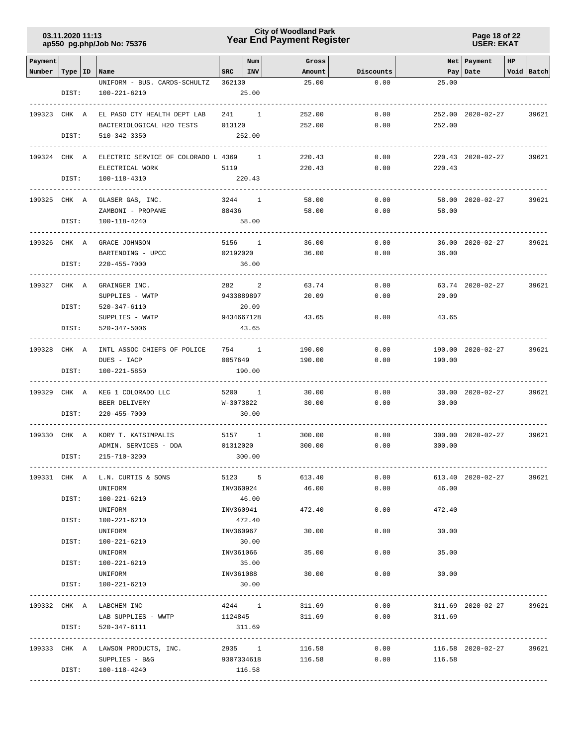| Payment Number | Type | ID | Name | SRC | Num INV | Gross Amount | Discounts | Net Pay | Payment Date | HP | Void | Batch |
|---|---|---|---|---|---|---|---|---|---|---|---|---|
| | | | UNIFORM - BUS. CARDS-SCHULTZ | 362130 | | 25.00 | 0.00 | 25.00 | | | | |
| | DIST: | | 100-221-6210 | | 25.00 | | | | | | | |
| 109323 | CHK | A | EL PASO CTY HEALTH DEPT LAB | 241 | 1 | 252.00 | 0.00 | 252.00 | 2020-02-27 | | | 39621 |
| | | | BACTERIOLOGICAL H2O TESTS | 013120 | | 252.00 | 0.00 | 252.00 | | | | |
| | DIST: | | 510-342-3350 | | 252.00 | | | | | | | |
| 109324 | CHK | A | ELECTRIC SERVICE OF COLORADO L | 4369 | 1 | 220.43 | 0.00 | 220.43 | 2020-02-27 | | | 39621 |
| | | | ELECTRICAL WORK | 5119 | | 220.43 | 0.00 | 220.43 | | | | |
| | DIST: | | 100-118-4310 | | 220.43 | | | | | | | |
| 109325 | CHK | A | GLASER GAS, INC. | 3244 | 1 | 58.00 | 0.00 | 58.00 | 2020-02-27 | | | 39621 |
| | | | ZAMBONI - PROPANE | 88436 | | 58.00 | 0.00 | 58.00 | | | | |
| | DIST: | | 100-118-4240 | | 58.00 | | | | | | | |
| 109326 | CHK | A | GRACE JOHNSON | 5156 | 1 | 36.00 | 0.00 | 36.00 | 2020-02-27 | | | 39621 |
| | | | BARTENDING - UPCC | 02192020 | | 36.00 | 0.00 | 36.00 | | | | |
| | DIST: | | 220-455-7000 | | 36.00 | | | | | | | |
| 109327 | CHK | A | GRAINGER INC. | 282 | 2 | 63.74 | 0.00 | 63.74 | 2020-02-27 | | | 39621 |
| | | | SUPPLIES - WWTP | 9433889897 | | 20.09 | 0.00 | 20.09 | | | | |
| | DIST: | | 520-347-6110 | | 20.09 | | | | | | | |
| | | | SUPPLIES - WWTP | 9434667128 | | 43.65 | 0.00 | 43.65 | | | | |
| | DIST: | | 520-347-5006 | | 43.65 | | | | | | | |
| 109328 | CHK | A | INTL ASSOC CHIEFS OF POLICE | 754 | 1 | 190.00 | 0.00 | 190.00 | 2020-02-27 | | | 39621 |
| | | | DUES - IACP | 0057649 | | 190.00 | 0.00 | 190.00 | | | | |
| | DIST: | | 100-221-5850 | | 190.00 | | | | | | | |
| 109329 | CHK | A | KEG 1 COLORADO LLC | 5200 | 1 | 30.00 | 0.00 | 30.00 | 2020-02-27 | | | 39621 |
| | | | BEER DELIVERY | W-3073822 | | 30.00 | 0.00 | 30.00 | | | | |
| | DIST: | | 220-455-7000 | | 30.00 | | | | | | | |
| 109330 | CHK | A | KORY T. KATSIMPALIS | 5157 | 1 | 300.00 | 0.00 | 300.00 | 2020-02-27 | | | 39621 |
| | | | ADMIN. SERVICES - DDA | 01312020 | | 300.00 | 0.00 | 300.00 | | | | |
| | DIST: | | 215-710-3200 | | 300.00 | | | | | | | |
| 109331 | CHK | A | L.N. CURTIS & SONS | 5123 | 5 | 613.40 | 0.00 | 613.40 | 2020-02-27 | | | 39621 |
| | | | UNIFORM | INV360924 | | 46.00 | 0.00 | 46.00 | | | | |
| | DIST: | | 100-221-6210 | | 46.00 | | | | | | | |
| | | | UNIFORM | INV360941 | | 472.40 | 0.00 | 472.40 | | | | |
| | DIST: | | 100-221-6210 | | 472.40 | | | | | | | |
| | | | UNIFORM | INV360967 | | 30.00 | 0.00 | 30.00 | | | | |
| | DIST: | | 100-221-6210 | | 30.00 | | | | | | | |
| | | | UNIFORM | INV361066 | | 35.00 | 0.00 | 35.00 | | | | |
| | DIST: | | 100-221-6210 | | 35.00 | | | | | | | |
| | | | UNIFORM | INV361088 | | 30.00 | 0.00 | 30.00 | | | | |
| | DIST: | | 100-221-6210 | | 30.00 | | | | | | | |
| 109332 | CHK | A | LABCHEM INC | 4244 | 1 | 311.69 | 0.00 | 311.69 | 2020-02-27 | | | 39621 |
| | | | LAB SUPPLIES - WWTP | 1124845 | | 311.69 | 0.00 | 311.69 | | | | |
| | DIST: | | 520-347-6111 | | 311.69 | | | | | | | |
| 109333 | CHK | A | LAWSON PRODUCTS, INC. | 2935 | 1 | 116.58 | 0.00 | 116.58 | 2020-02-27 | | | 39621 |
| | | | SUPPLIES - B&G | 9307334618 | | 116.58 | 0.00 | 116.58 | | | | |
| | DIST: | | 100-118-4240 | | 116.58 | | | | | | | |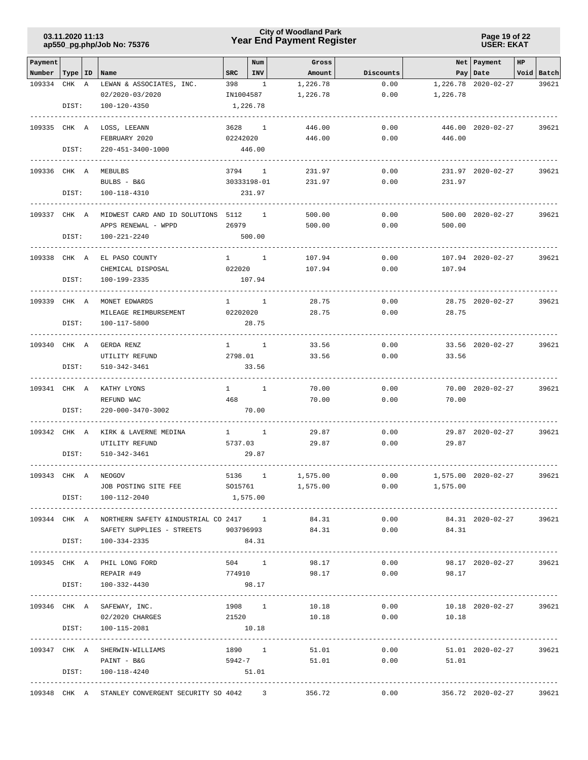| Payment Number | Type | ID | Name | SRC | Num INV | Gross Amount | Discounts | Net Pay | Payment Date | HP Void | Batch |
|---|---|---|---|---|---|---|---|---|---|---|---|
| 109334 | CHK | A | LEWAN & ASSOCIATES, INC. | 398 | 1 | 1,226.78 | 0.00 | 1,226.78 | 2020-02-27 | | 39621 |
| | | | 02/2020-03/2020 | IN1004587 | | 1,226.78 | 0.00 | 1,226.78 | | | |
| | DIST: | | 100-120-4350 | 1,226.78 | | | | | | | |
| 109335 | CHK | A | LOSS, LEEANN | 3628 | 1 | 446.00 | 0.00 | 446.00 | 2020-02-27 | | 39621 |
| | | | FEBRUARY 2020 | 02242020 | | 446.00 | 0.00 | 446.00 | | | |
| | DIST: | | 220-451-3400-1000 | 446.00 | | | | | | | |
| 109336 | CHK | A | MEBULBS | 3794 | 1 | 231.97 | 0.00 | 231.97 | 2020-02-27 | | 39621 |
| | | | BULBS - B&G | 30333198-01 | | 231.97 | 0.00 | 231.97 | | | |
| | DIST: | | 100-118-4310 | 231.97 | | | | | | | |
| 109337 | CHK | A | MIDWEST CARD AND ID SOLUTIONS | 5112 | 1 | 500.00 | 0.00 | 500.00 | 2020-02-27 | | 39621 |
| | | | APPS RENEWAL - WPPD | 26979 | | 500.00 | 0.00 | 500.00 | | | |
| | DIST: | | 100-221-2240 | 500.00 | | | | | | | |
| 109338 | CHK | A | EL PASO COUNTY | 1 | 1 | 107.94 | 0.00 | 107.94 | 2020-02-27 | | 39621 |
| | | | CHEMICAL DISPOSAL | 022020 | | 107.94 | 0.00 | 107.94 | | | |
| | DIST: | | 100-199-2335 | 107.94 | | | | | | | |
| 109339 | CHK | A | MONET EDWARDS | 1 | 1 | 28.75 | 0.00 | 28.75 | 2020-02-27 | | 39621 |
| | | | MILEAGE REIMBURSEMENT | 02202020 | | 28.75 | 0.00 | 28.75 | | | |
| | DIST: | | 100-117-5800 | 28.75 | | | | | | | |
| 109340 | CHK | A | GERDA RENZ | 1 | 1 | 33.56 | 0.00 | 33.56 | 2020-02-27 | | 39621 |
| | | | UTILITY REFUND | 2798.01 | | 33.56 | 0.00 | 33.56 | | | |
| | DIST: | | 510-342-3461 | 33.56 | | | | | | | |
| 109341 | CHK | A | KATHY LYONS | 1 | 1 | 70.00 | 0.00 | 70.00 | 2020-02-27 | | 39621 |
| | | | REFUND WAC | 468 | | 70.00 | 0.00 | 70.00 | | | |
| | DIST: | | 220-000-3470-3002 | 70.00 | | | | | | | |
| 109342 | CHK | A | KIRK & LAVERNE MEDINA | 1 | 1 | 29.87 | 0.00 | 29.87 | 2020-02-27 | | 39621 |
| | | | UTILITY REFUND | 5737.03 | | 29.87 | 0.00 | 29.87 | | | |
| | DIST: | | 510-342-3461 | 29.87 | | | | | | | |
| 109343 | CHK | A | NEOGOV | 5136 | 1 | 1,575.00 | 0.00 | 1,575.00 | 2020-02-27 | | 39621 |
| | | | JOB POSTING SITE FEE | SO15761 | | 1,575.00 | 0.00 | 1,575.00 | | | |
| | DIST: | | 100-112-2040 | 1,575.00 | | | | | | | |
| 109344 | CHK | A | NORTHERN SAFETY &INDUSTRIAL CO | 2417 | 1 | 84.31 | 0.00 | 84.31 | 2020-02-27 | | 39621 |
| | | | SAFETY SUPPLIES - STREETS | 903796993 | | 84.31 | 0.00 | 84.31 | | | |
| | DIST: | | 100-334-2335 | 84.31 | | | | | | | |
| 109345 | CHK | A | PHIL LONG FORD | 504 | 1 | 98.17 | 0.00 | 98.17 | 2020-02-27 | | 39621 |
| | | | REPAIR #49 | 774910 | | 98.17 | 0.00 | 98.17 | | | |
| | DIST: | | 100-332-4430 | 98.17 | | | | | | | |
| 109346 | CHK | A | SAFEWAY, INC. | 1908 | 1 | 10.18 | 0.00 | 10.18 | 2020-02-27 | | 39621 |
| | | | 02/2020 CHARGES | 21520 | | 10.18 | 0.00 | 10.18 | | | |
| | DIST: | | 100-115-2081 | 10.18 | | | | | | | |
| 109347 | CHK | A | SHERWIN-WILLIAMS | 1890 | 1 | 51.01 | 0.00 | 51.01 | 2020-02-27 | | 39621 |
| | | | PAINT - B&G | 5942-7 | | 51.01 | 0.00 | 51.01 | | | |
| | DIST: | | 100-118-4240 | 51.01 | | | | | | | |
| 109348 | CHK | A | STANLEY CONVERGENT SECURITY SO | 4042 | 3 | 356.72 | 0.00 | 356.72 | 2020-02-27 | | 39621 |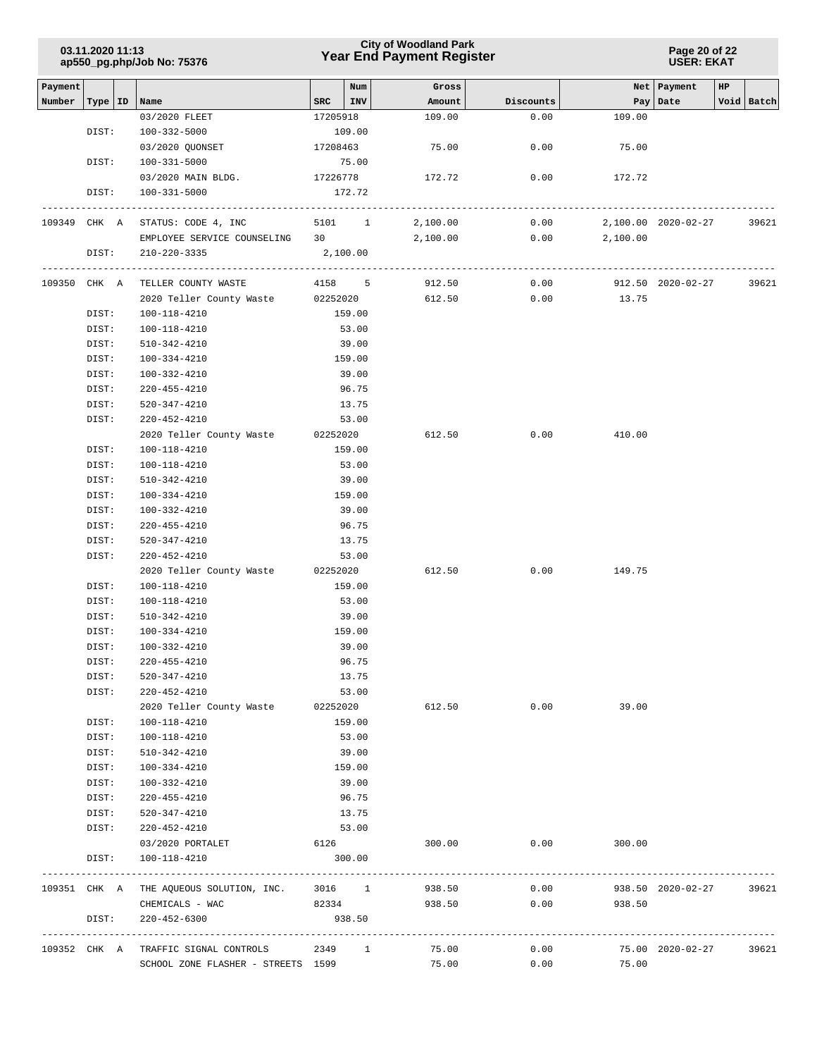| Payment Number | Type | ID | Name | SRC | Num INV | Gross Amount | Discounts | Net Pay | Payment Date | HP | Void | Batch |
|---|---|---|---|---|---|---|---|---|---|---|---|---|
| | | | 03/2020 FLEET | 17205918 | | 109.00 | 0.00 | 109.00 | | | | |
| | DIST: | | 100-332-5000 | 109.00 | | | | | | | | |
| | | | 03/2020 QUONSET | 17208463 | | 75.00 | 0.00 | 75.00 | | | | |
| | DIST: | | 100-331-5000 | 75.00 | | | | | | | | |
| | | | 03/2020 MAIN BLDG. | 17226778 | | 172.72 | 0.00 | 172.72 | | | | |
| | DIST: | | 100-331-5000 | 172.72 | | | | | | | | |
| 109349 | CHK | A | STATUS: CODE 4, INC | 5101 | 1 | 2,100.00 | 0.00 | 2,100.00 | 2020-02-27 | | | 39621 |
| | | | EMPLOYEE SERVICE COUNSELING | 30 | | 2,100.00 | 0.00 | 2,100.00 | | | | |
| | DIST: | | 210-220-3335 | 2,100.00 | | | | | | | | |
| 109350 | CHK | A | TELLER COUNTY WASTE | 4158 | 5 | 912.50 | 0.00 | 912.50 | 2020-02-27 | | | 39621 |
| | | | 2020 Teller County Waste | 02252020 | | 612.50 | 0.00 | 13.75 | | | | |
| | DIST: | | 100-118-4210 | 159.00 | | | | | | | | |
| | DIST: | | 100-118-4210 | 53.00 | | | | | | | | |
| | DIST: | | 510-342-4210 | 39.00 | | | | | | | | |
| | DIST: | | 100-334-4210 | 159.00 | | | | | | | | |
| | DIST: | | 100-332-4210 | 39.00 | | | | | | | | |
| | DIST: | | 220-455-4210 | 96.75 | | | | | | | | |
| | DIST: | | 520-347-4210 | 13.75 | | | | | | | | |
| | DIST: | | 220-452-4210 | 53.00 | | | | | | | | |
| | | | 2020 Teller County Waste | 02252020 | | 612.50 | 0.00 | 410.00 | | | | |
| | DIST: | | 100-118-4210 | 159.00 | | | | | | | | |
| | DIST: | | 100-118-4210 | 53.00 | | | | | | | | |
| | DIST: | | 510-342-4210 | 39.00 | | | | | | | | |
| | DIST: | | 100-334-4210 | 159.00 | | | | | | | | |
| | DIST: | | 100-332-4210 | 39.00 | | | | | | | | |
| | DIST: | | 220-455-4210 | 96.75 | | | | | | | | |
| | DIST: | | 520-347-4210 | 13.75 | | | | | | | | |
| | DIST: | | 220-452-4210 | 53.00 | | | | | | | | |
| | | | 2020 Teller County Waste | 02252020 | | 612.50 | 0.00 | 149.75 | | | | |
| | DIST: | | 100-118-4210 | 159.00 | | | | | | | | |
| | DIST: | | 100-118-4210 | 53.00 | | | | | | | | |
| | DIST: | | 510-342-4210 | 39.00 | | | | | | | | |
| | DIST: | | 100-334-4210 | 159.00 | | | | | | | | |
| | DIST: | | 100-332-4210 | 39.00 | | | | | | | | |
| | DIST: | | 220-455-4210 | 96.75 | | | | | | | | |
| | DIST: | | 520-347-4210 | 13.75 | | | | | | | | |
| | DIST: | | 220-452-4210 | 53.00 | | | | | | | | |
| | | | 2020 Teller County Waste | 02252020 | | 612.50 | 0.00 | 39.00 | | | | |
| | DIST: | | 100-118-4210 | 159.00 | | | | | | | | |
| | DIST: | | 100-118-4210 | 53.00 | | | | | | | | |
| | DIST: | | 510-342-4210 | 39.00 | | | | | | | | |
| | DIST: | | 100-334-4210 | 159.00 | | | | | | | | |
| | DIST: | | 100-332-4210 | 39.00 | | | | | | | | |
| | DIST: | | 220-455-4210 | 96.75 | | | | | | | | |
| | DIST: | | 520-347-4210 | 13.75 | | | | | | | | |
| | DIST: | | 220-452-4210 | 53.00 | | | | | | | | |
| | | | 03/2020 PORTALET | 6126 | | 300.00 | 0.00 | 300.00 | | | | |
| | DIST: | | 100-118-4210 | 300.00 | | | | | | | | |
| 109351 | CHK | A | THE AQUEOUS SOLUTION, INC. | 3016 | 1 | 938.50 | 0.00 | 938.50 | 2020-02-27 | | | 39621 |
| | | | CHEMICALS - WAC | 82334 | | 938.50 | 0.00 | 938.50 | | | | |
| | DIST: | | 220-452-6300 | 938.50 | | | | | | | | |
| 109352 | CHK | A | TRAFFIC SIGNAL CONTROLS | 2349 | 1 | 75.00 | 0.00 | 75.00 | 2020-02-27 | | | 39621 |
| | | | SCHOOL ZONE FLASHER - STREETS | 1599 | | 75.00 | 0.00 | 75.00 | | | | |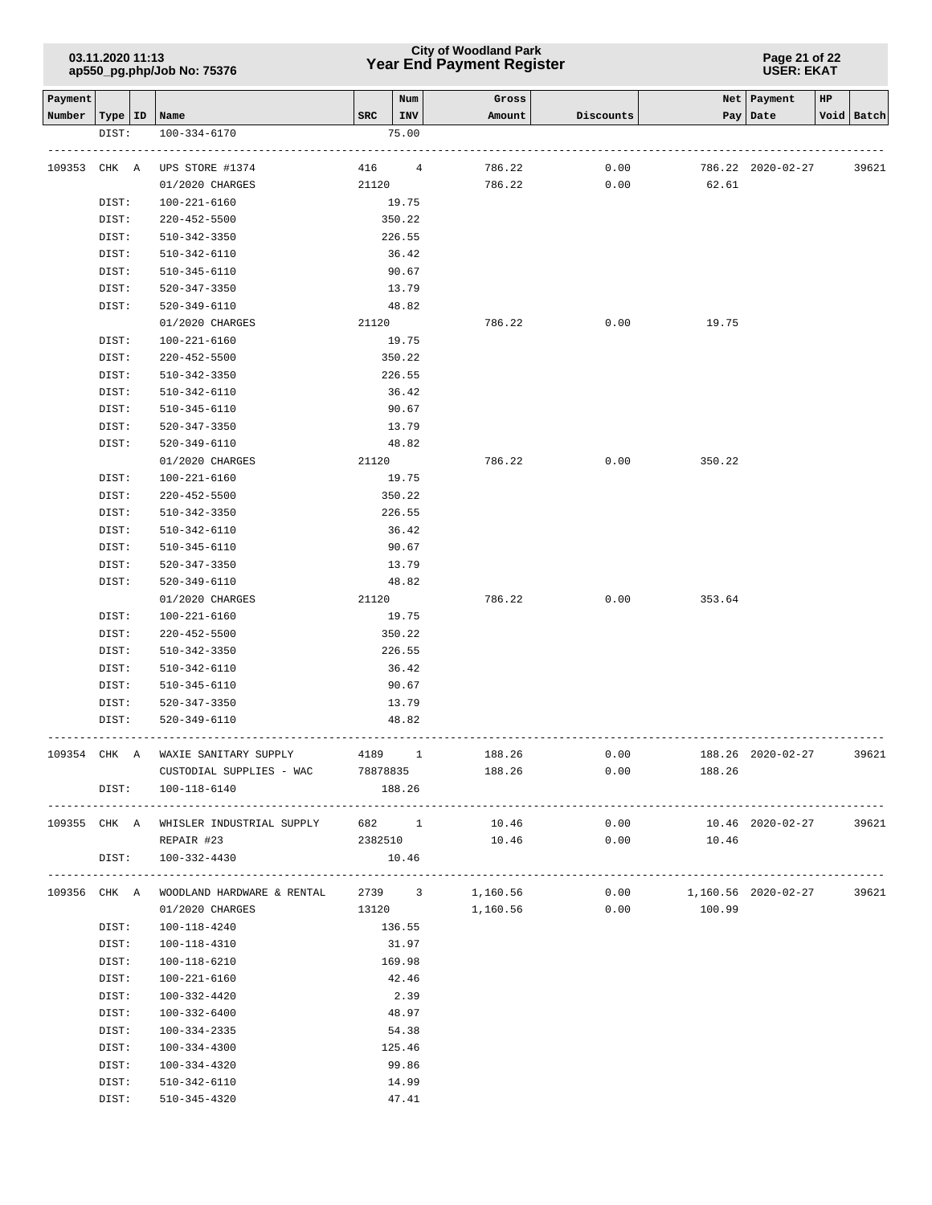| Payment Number | Type | ID | Name | SRC | Num INV | Gross Amount | Discounts | Net Pay | Payment Date | HP Void | Batch |
|---|---|---|---|---|---|---|---|---|---|---|---|
| | DIST: | | 100-334-6170 | | 75.00 | | | | | | |
| 109353 | CHK | A | UPS STORE #1374 | 416 | 4 | 786.22 | 0.00 | 786.22 | 2020-02-27 | | 39621 |
| | | | 01/2020 CHARGES | 21120 | | 786.22 | 0.00 | 62.61 | | | |
| | DIST: | | 100-221-6160 | | 19.75 | | | | | | |
| | DIST: | | 220-452-5500 | | 350.22 | | | | | | |
| | DIST: | | 510-342-3350 | | 226.55 | | | | | | |
| | DIST: | | 510-342-6110 | | 36.42 | | | | | | |
| | DIST: | | 510-345-6110 | | 90.67 | | | | | | |
| | DIST: | | 520-347-3350 | | 13.79 | | | | | | |
| | DIST: | | 520-349-6110 | | 48.82 | | | | | | |
| | | | 01/2020 CHARGES | 21120 | | 786.22 | 0.00 | 19.75 | | | |
| | DIST: | | 100-221-6160 | | 19.75 | | | | | | |
| | DIST: | | 220-452-5500 | | 350.22 | | | | | | |
| | DIST: | | 510-342-3350 | | 226.55 | | | | | | |
| | DIST: | | 510-342-6110 | | 36.42 | | | | | | |
| | DIST: | | 510-345-6110 | | 90.67 | | | | | | |
| | DIST: | | 520-347-3350 | | 13.79 | | | | | | |
| | DIST: | | 520-349-6110 | | 48.82 | | | | | | |
| | | | 01/2020 CHARGES | 21120 | | 786.22 | 0.00 | 350.22 | | | |
| | DIST: | | 100-221-6160 | | 19.75 | | | | | | |
| | DIST: | | 220-452-5500 | | 350.22 | | | | | | |
| | DIST: | | 510-342-3350 | | 226.55 | | | | | | |
| | DIST: | | 510-342-6110 | | 36.42 | | | | | | |
| | DIST: | | 510-345-6110 | | 90.67 | | | | | | |
| | DIST: | | 520-347-3350 | | 13.79 | | | | | | |
| | DIST: | | 520-349-6110 | | 48.82 | | | | | | |
| | | | 01/2020 CHARGES | 21120 | | 786.22 | 0.00 | 353.64 | | | |
| | DIST: | | 100-221-6160 | | 19.75 | | | | | | |
| | DIST: | | 220-452-5500 | | 350.22 | | | | | | |
| | DIST: | | 510-342-3350 | | 226.55 | | | | | | |
| | DIST: | | 510-342-6110 | | 36.42 | | | | | | |
| | DIST: | | 510-345-6110 | | 90.67 | | | | | | |
| | DIST: | | 520-347-3350 | | 13.79 | | | | | | |
| | DIST: | | 520-349-6110 | | 48.82 | | | | | | |
| 109354 | CHK | A | WAXIE SANITARY SUPPLY | 4189 | 1 | 188.26 | 0.00 | 188.26 | 2020-02-27 | | 39621 |
| | | | CUSTODIAL SUPPLIES - WAC | 78878835 | | 188.26 | 0.00 | 188.26 | | | |
| | DIST: | | 100-118-6140 | | 188.26 | | | | | | |
| 109355 | CHK | A | WHISLER INDUSTRIAL SUPPLY | 682 | 1 | 10.46 | 0.00 | 10.46 | 2020-02-27 | | 39621 |
| | | | REPAIR #23 | 2382510 | | 10.46 | 0.00 | 10.46 | | | |
| | DIST: | | 100-332-4430 | | 10.46 | | | | | | |
| 109356 | CHK | A | WOODLAND HARDWARE & RENTAL | 2739 | 3 | 1,160.56 | 0.00 | 1,160.56 | 2020-02-27 | | 39621 |
| | | | 01/2020 CHARGES | 13120 | | 1,160.56 | 0.00 | 100.99 | | | |
| | DIST: | | 100-118-4240 | | 136.55 | | | | | | |
| | DIST: | | 100-118-4310 | | 31.97 | | | | | | |
| | DIST: | | 100-118-6210 | | 169.98 | | | | | | |
| | DIST: | | 100-221-6160 | | 42.46 | | | | | | |
| | DIST: | | 100-332-4420 | | 2.39 | | | | | | |
| | DIST: | | 100-332-6400 | | 48.97 | | | | | | |
| | DIST: | | 100-334-2335 | | 54.38 | | | | | | |
| | DIST: | | 100-334-4300 | | 125.46 | | | | | | |
| | DIST: | | 100-334-4320 | | 99.86 | | | | | | |
| | DIST: | | 510-342-6110 | | 14.99 | | | | | | |
| | DIST: | | 510-345-4320 | | 47.41 | | | | | | |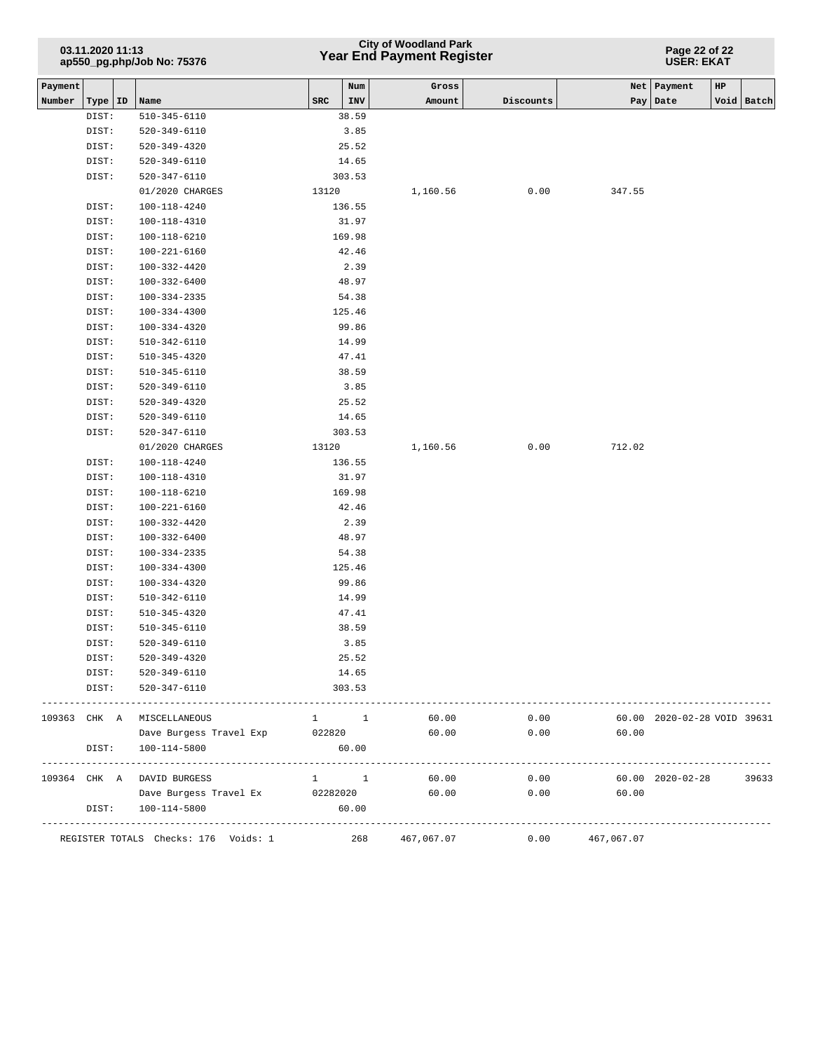| Payment Number | Type | ID | Name | SRC | Num INV | Gross Amount | Discounts | Net Pay | Payment Date | HP Void | Batch |
|---|---|---|---|---|---|---|---|---|---|---|---|
| | DIST: | | 510-345-6110 | | 38.59 | | | | | | |
| | DIST: | | 520-349-6110 | | 3.85 | | | | | | |
| | DIST: | | 520-349-4320 | | 25.52 | | | | | | |
| | DIST: | | 520-349-6110 | | 14.65 | | | | | | |
| | DIST: | | 520-347-6110 | | 303.53 | | | | | | |
| | | | 01/2020 CHARGES | 13120 | | 1,160.56 | 0.00 | 347.55 | | | |
| | DIST: | | 100-118-4240 | | 136.55 | | | | | | |
| | DIST: | | 100-118-4310 | | 31.97 | | | | | | |
| | DIST: | | 100-118-6210 | | 169.98 | | | | | | |
| | DIST: | | 100-221-6160 | | 42.46 | | | | | | |
| | DIST: | | 100-332-4420 | | 2.39 | | | | | | |
| | DIST: | | 100-332-6400 | | 48.97 | | | | | | |
| | DIST: | | 100-334-2335 | | 54.38 | | | | | | |
| | DIST: | | 100-334-4300 | | 125.46 | | | | | | |
| | DIST: | | 100-334-4320 | | 99.86 | | | | | | |
| | DIST: | | 510-342-6110 | | 14.99 | | | | | | |
| | DIST: | | 510-345-4320 | | 47.41 | | | | | | |
| | DIST: | | 510-345-6110 | | 38.59 | | | | | | |
| | DIST: | | 520-349-6110 | | 3.85 | | | | | | |
| | DIST: | | 520-349-4320 | | 25.52 | | | | | | |
| | DIST: | | 520-349-6110 | | 14.65 | | | | | | |
| | DIST: | | 520-347-6110 | | 303.53 | | | | | | |
| | | | 01/2020 CHARGES | 13120 | | 1,160.56 | 0.00 | 712.02 | | | |
| | DIST: | | 100-118-4240 | | 136.55 | | | | | | |
| | DIST: | | 100-118-4310 | | 31.97 | | | | | | |
| | DIST: | | 100-118-6210 | | 169.98 | | | | | | |
| | DIST: | | 100-221-6160 | | 42.46 | | | | | | |
| | DIST: | | 100-332-4420 | | 2.39 | | | | | | |
| | DIST: | | 100-332-6400 | | 48.97 | | | | | | |
| | DIST: | | 100-334-2335 | | 54.38 | | | | | | |
| | DIST: | | 100-334-4300 | | 125.46 | | | | | | |
| | DIST: | | 100-334-4320 | | 99.86 | | | | | | |
| | DIST: | | 510-342-6110 | | 14.99 | | | | | | |
| | DIST: | | 510-345-4320 | | 47.41 | | | | | | |
| | DIST: | | 510-345-6110 | | 38.59 | | | | | | |
| | DIST: | | 520-349-6110 | | 3.85 | | | | | | |
| | DIST: | | 520-349-4320 | | 25.52 | | | | | | |
| | DIST: | | 520-349-6110 | | 14.65 | | | | | | |
| | DIST: | | 520-347-6110 | | 303.53 | | | | | | |
| 109363 | CHK | A | MISCELLANEOUS | 1 | 1 | 60.00 | 0.00 | 60.00 | 2020-02-28 | VOID | 39631 |
| | | | Dave Burgess Travel Exp | 022820 | | 60.00 | 0.00 | 60.00 | | | |
| | DIST: | | 100-114-5800 | | 60.00 | | | | | | |
| 109364 | CHK | A | DAVID BURGESS | 1 | 1 | 60.00 | 0.00 | 60.00 | 2020-02-28 | | 39633 |
| | | | Dave Burgess Travel Ex | 02282020 | | 60.00 | 0.00 | 60.00 | | | |
| | DIST: | | 100-114-5800 | | 60.00 | | | | | | |
| | REGISTER TOTALS | | Checks: 176 Voids: 1 | | 268 | 467,067.07 | 0.00 | 467,067.07 | | | |